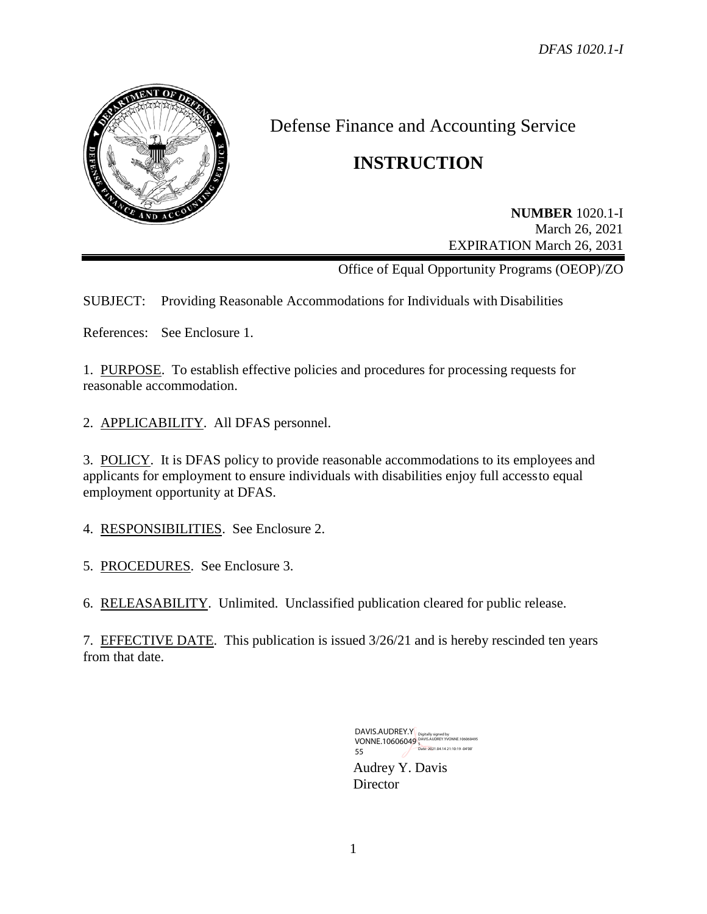# Defense Finance and Accounting Service

# INSTRUCTION

**NUMBER** 1020.1-I
March 26, 2021
EXPIRATION March 26, 2031

Office of Equal Opportunity Programs (OEOP)/ZO

SUBJECT: Providing Reasonable Accommodations for Individuals with Disabilities

References: See Enclosure 1.

1. PURPOSE. To establish effective policies and procedures for processing requests for reasonable accommodation.

2. APPLICABILITY. All DFAS personnel.

3. POLICY. It is DFAS policy to provide reasonable accommodations to its employees and applicants for employment to ensure individuals with disabilities enjoy full access to equal employment opportunity at DFAS.

4. RESPONSIBILITIES. See Enclosure 2.

5. PROCEDURES. See Enclosure 3.

6. RELEASABILITY. Unlimited. Unclassified publication cleared for public release.

7. EFFECTIVE DATE. This publication is issued 3/26/21 and is hereby rescinded ten years from that date.

DAVIS.AUDREY.YVONNE.1060604955 Digitally signed by DAVIS.AUDREY.YVONNE.1060604955 Date: 2021.04.14 21:10:19 -04'00'

Audrey Y. Davis
Director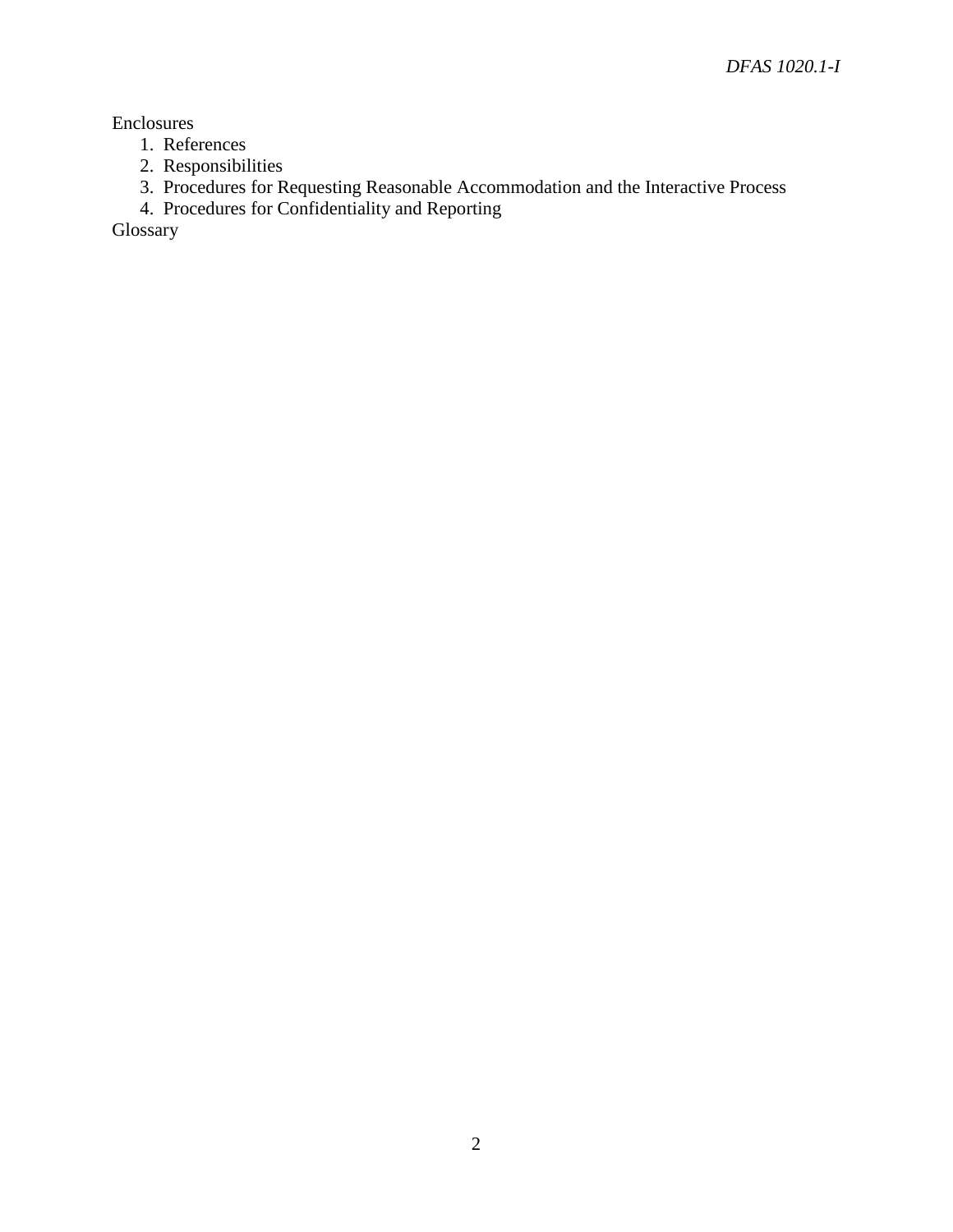Enclosures

1. References
2. Responsibilities
3. Procedures for Requesting Reasonable Accommodation and the Interactive Process
4. Procedures for Confidentiality and Reporting

Glossary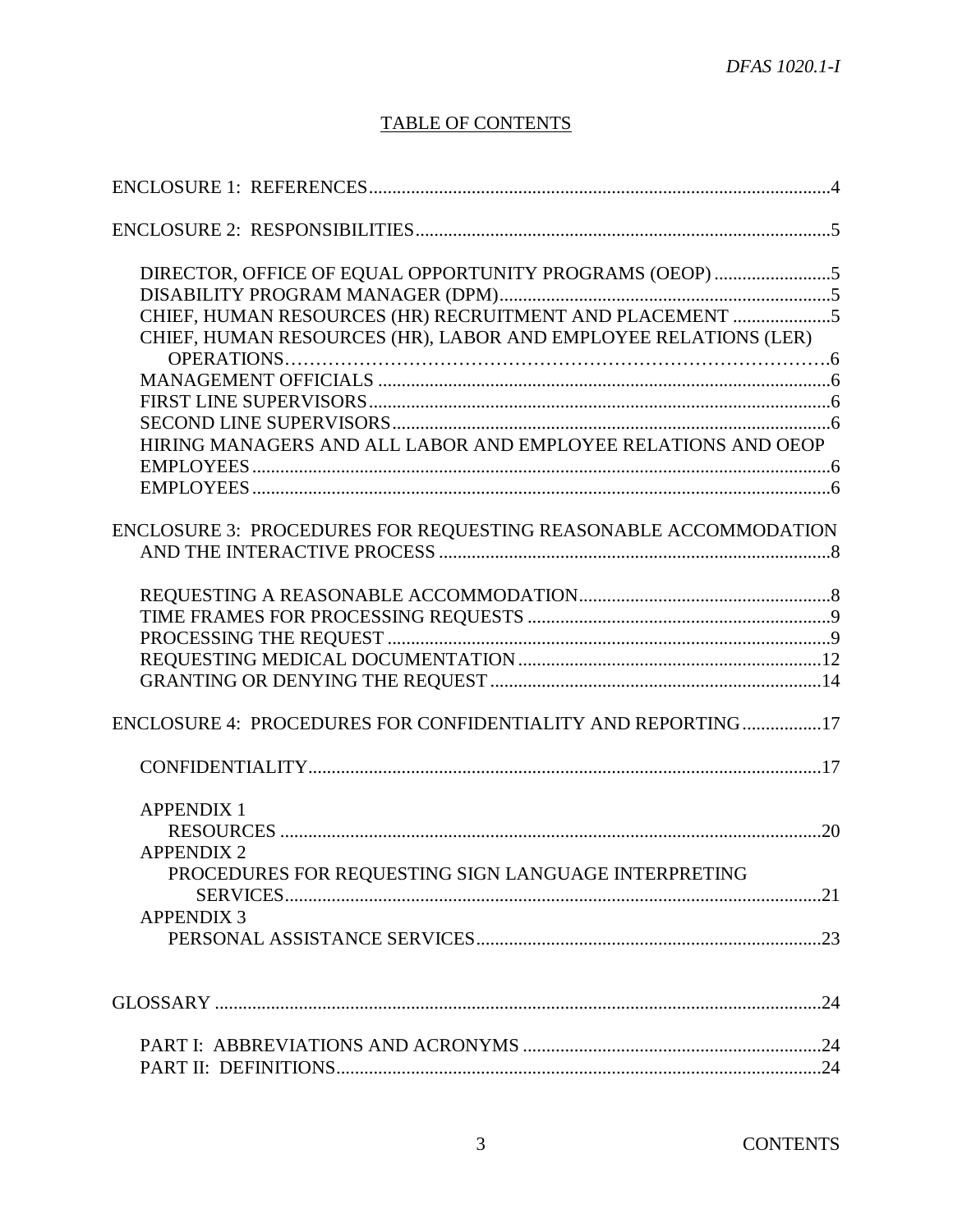## TABLE OF CONTENTS

ENCLOSURE 1: REFERENCES .......... 4

ENCLOSURE 2: RESPONSIBILITIES .......... 5

- DIRECTOR, OFFICE OF EQUAL OPPORTUNITY PROGRAMS (OEOP) .......... 5
- DISABILITY PROGRAM MANAGER (DPM) .......... 5
- CHIEF, HUMAN RESOURCES (HR) RECRUITMENT AND PLACEMENT .......... 5
- CHIEF, HUMAN RESOURCES (HR), LABOR AND EMPLOYEE RELATIONS (LER) OPERATIONS .......... 6
- MANAGEMENT OFFICIALS .......... 6
- FIRST LINE SUPERVISORS .......... 6
- SECOND LINE SUPERVISORS .......... 6
- HIRING MANAGERS AND ALL LABOR AND EMPLOYEE RELATIONS AND OEOP EMPLOYEES .......... 6
- EMPLOYEES .......... 6

ENCLOSURE 3: PROCEDURES FOR REQUESTING REASONABLE ACCOMMODATION AND THE INTERACTIVE PROCESS .......... 8

- REQUESTING A REASONABLE ACCOMMODATION .......... 8
- TIME FRAMES FOR PROCESSING REQUESTS .......... 9
- PROCESSING THE REQUEST .......... 9
- REQUESTING MEDICAL DOCUMENTATION .......... 12
- GRANTING OR DENYING THE REQUEST .......... 14

ENCLOSURE 4: PROCEDURES FOR CONFIDENTIALITY AND REPORTING .......... 17

- CONFIDENTIALITY .......... 17

- APPENDIX 1
  - RESOURCES .......... 20
- APPENDIX 2
  - PROCEDURES FOR REQUESTING SIGN LANGUAGE INTERPRETING SERVICES .......... 21
- APPENDIX 3
  - PERSONAL ASSISTANCE SERVICES .......... 23

GLOSSARY .......... 24

- PART I: ABBREVIATIONS AND ACRONYMS .......... 24
- PART II: DEFINITIONS .......... 24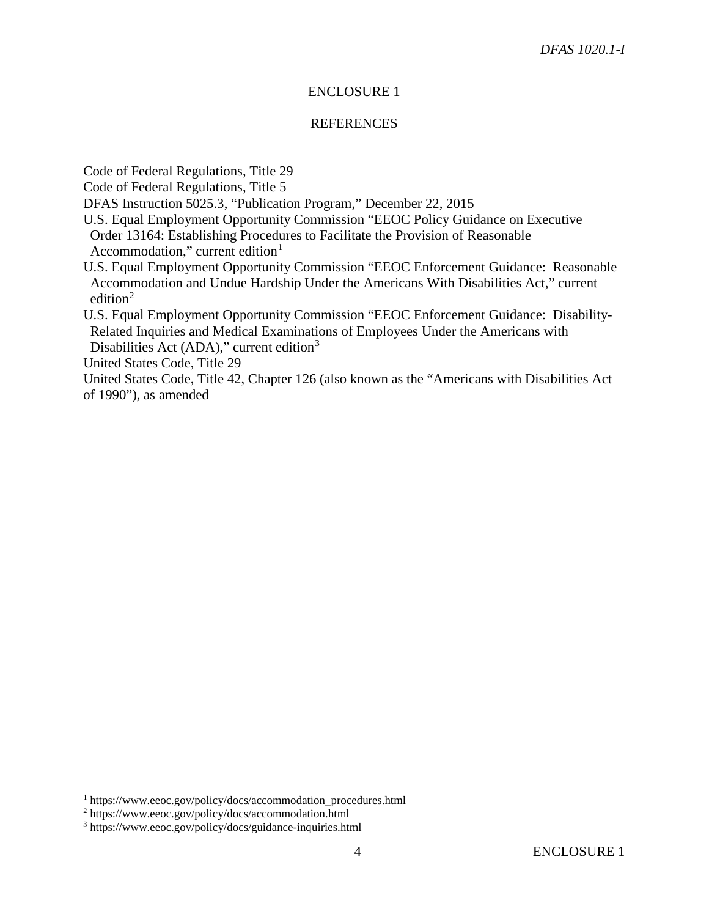## ENCLOSURE 1

## REFERENCES

Code of Federal Regulations, Title 29

Code of Federal Regulations, Title 5

DFAS Instruction 5025.3, "Publication Program," December 22, 2015

U.S. Equal Employment Opportunity Commission "EEOC Policy Guidance on Executive Order 13164: Establishing Procedures to Facilitate the Provision of Reasonable Accommodation," current edition[1]

U.S. Equal Employment Opportunity Commission "EEOC Enforcement Guidance: Reasonable Accommodation and Undue Hardship Under the Americans With Disabilities Act," current edition[2]

U.S. Equal Employment Opportunity Commission "EEOC Enforcement Guidance: Disability-Related Inquiries and Medical Examinations of Employees Under the Americans with Disabilities Act (ADA)," current edition[3]

United States Code, Title 29

United States Code, Title 42, Chapter 126 (also known as the "Americans with Disabilities Act of 1990"), as amended

---

[1] https://www.eeoc.gov/policy/docs/accommodation_procedures.html

[2] https://www.eeoc.gov/policy/docs/accommodation.html

[3] https://www.eeoc.gov/policy/docs/guidance-inquiries.html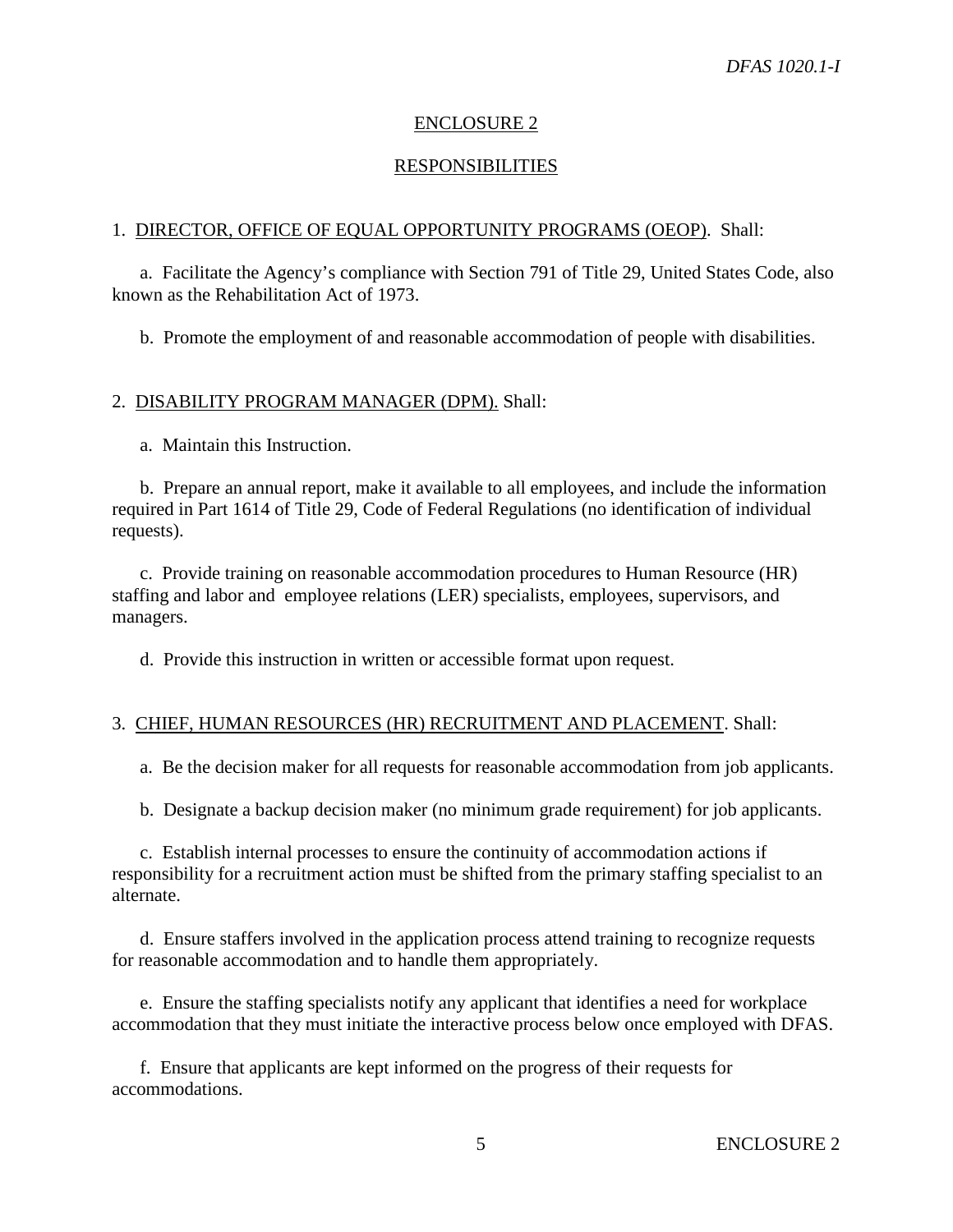## ENCLOSURE 2

## RESPONSIBILITIES

1. DIRECTOR, OFFICE OF EQUAL OPPORTUNITY PROGRAMS (OEOP). Shall:

a. Facilitate the Agency's compliance with Section 791 of Title 29, United States Code, also known as the Rehabilitation Act of 1973.

b. Promote the employment of and reasonable accommodation of people with disabilities.

2. DISABILITY PROGRAM MANAGER (DPM). Shall:

a. Maintain this Instruction.

b. Prepare an annual report, make it available to all employees, and include the information required in Part 1614 of Title 29, Code of Federal Regulations (no identification of individual requests).

c. Provide training on reasonable accommodation procedures to Human Resource (HR) staffing and labor and employee relations (LER) specialists, employees, supervisors, and managers.

d. Provide this instruction in written or accessible format upon request.

3. CHIEF, HUMAN RESOURCES (HR) RECRUITMENT AND PLACEMENT. Shall:

a. Be the decision maker for all requests for reasonable accommodation from job applicants.

b. Designate a backup decision maker (no minimum grade requirement) for job applicants.

c. Establish internal processes to ensure the continuity of accommodation actions if responsibility for a recruitment action must be shifted from the primary staffing specialist to an alternate.

d. Ensure staffers involved in the application process attend training to recognize requests for reasonable accommodation and to handle them appropriately.

e. Ensure the staffing specialists notify any applicant that identifies a need for workplace accommodation that they must initiate the interactive process below once employed with DFAS.

f. Ensure that applicants are kept informed on the progress of their requests for accommodations.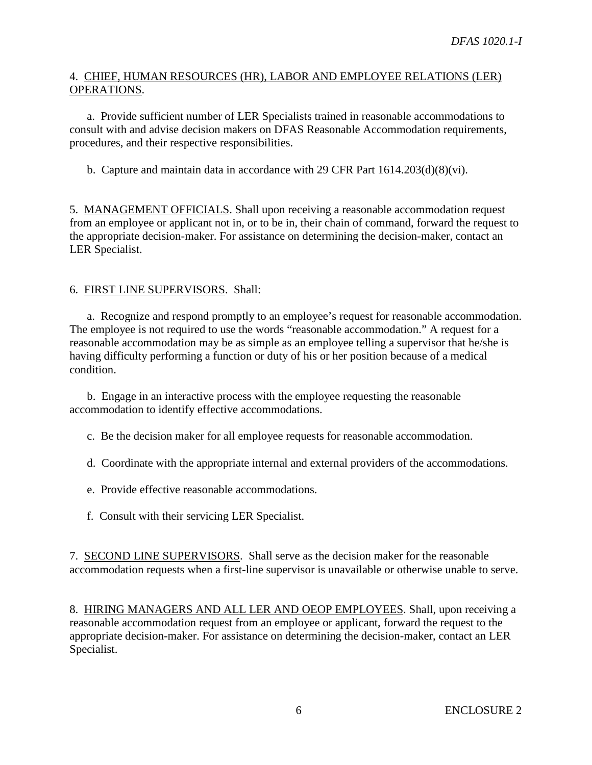4. CHIEF, HUMAN RESOURCES (HR), LABOR AND EMPLOYEE RELATIONS (LER) OPERATIONS.

a. Provide sufficient number of LER Specialists trained in reasonable accommodations to consult with and advise decision makers on DFAS Reasonable Accommodation requirements, procedures, and their respective responsibilities.

b. Capture and maintain data in accordance with 29 CFR Part 1614.203(d)(8)(vi).

5. MANAGEMENT OFFICIALS. Shall upon receiving a reasonable accommodation request from an employee or applicant not in, or to be in, their chain of command, forward the request to the appropriate decision-maker. For assistance on determining the decision-maker, contact an LER Specialist.

6. FIRST LINE SUPERVISORS. Shall:

a. Recognize and respond promptly to an employee's request for reasonable accommodation. The employee is not required to use the words "reasonable accommodation." A request for a reasonable accommodation may be as simple as an employee telling a supervisor that he/she is having difficulty performing a function or duty of his or her position because of a medical condition.

b. Engage in an interactive process with the employee requesting the reasonable accommodation to identify effective accommodations.

c. Be the decision maker for all employee requests for reasonable accommodation.

d. Coordinate with the appropriate internal and external providers of the accommodations.

e. Provide effective reasonable accommodations.

f. Consult with their servicing LER Specialist.

7. SECOND LINE SUPERVISORS. Shall serve as the decision maker for the reasonable accommodation requests when a first-line supervisor is unavailable or otherwise unable to serve.

8. HIRING MANAGERS AND ALL LER AND OEOP EMPLOYEES. Shall, upon receiving a reasonable accommodation request from an employee or applicant, forward the request to the appropriate decision-maker. For assistance on determining the decision-maker, contact an LER Specialist.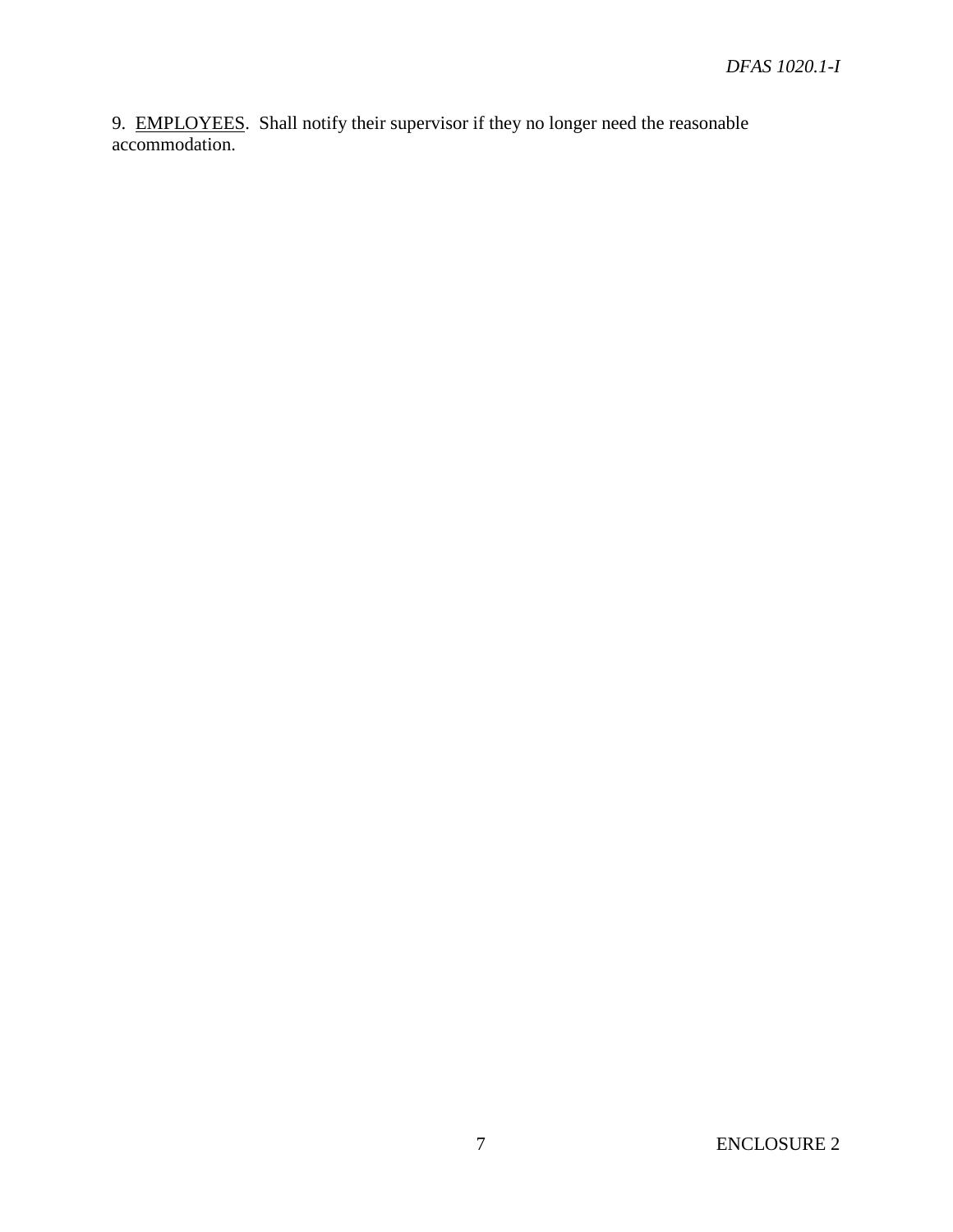9. <u>EMPLOYEES</u>. Shall notify their supervisor if they no longer need the reasonable accommodation.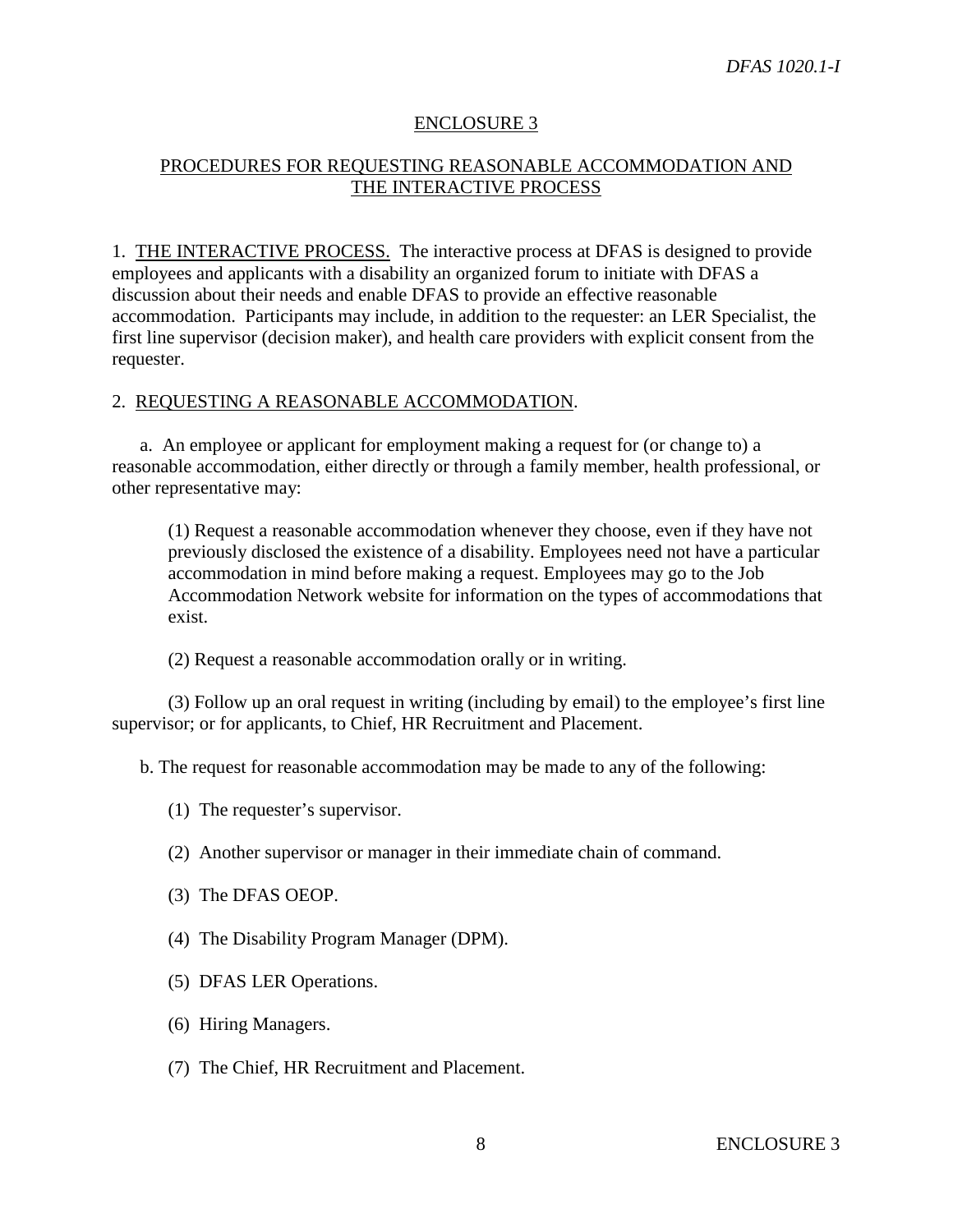## ENCLOSURE 3

## PROCEDURES FOR REQUESTING REASONABLE ACCOMMODATION AND THE INTERACTIVE PROCESS

1. THE INTERACTIVE PROCESS. The interactive process at DFAS is designed to provide employees and applicants with a disability an organized forum to initiate with DFAS a discussion about their needs and enable DFAS to provide an effective reasonable accommodation. Participants may include, in addition to the requester: an LER Specialist, the first line supervisor (decision maker), and health care providers with explicit consent from the requester.

2. REQUESTING A REASONABLE ACCOMMODATION.

a. An employee or applicant for employment making a request for (or change to) a reasonable accommodation, either directly or through a family member, health professional, or other representative may:

(1) Request a reasonable accommodation whenever they choose, even if they have not previously disclosed the existence of a disability. Employees need not have a particular accommodation in mind before making a request. Employees may go to the Job Accommodation Network website for information on the types of accommodations that exist.

(2) Request a reasonable accommodation orally or in writing.

(3) Follow up an oral request in writing (including by email) to the employee's first line supervisor; or for applicants, to Chief, HR Recruitment and Placement.

b. The request for reasonable accommodation may be made to any of the following:

(1) The requester's supervisor.

(2) Another supervisor or manager in their immediate chain of command.

(3) The DFAS OEOP.

(4) The Disability Program Manager (DPM).

(5) DFAS LER Operations.

(6) Hiring Managers.

(7) The Chief, HR Recruitment and Placement.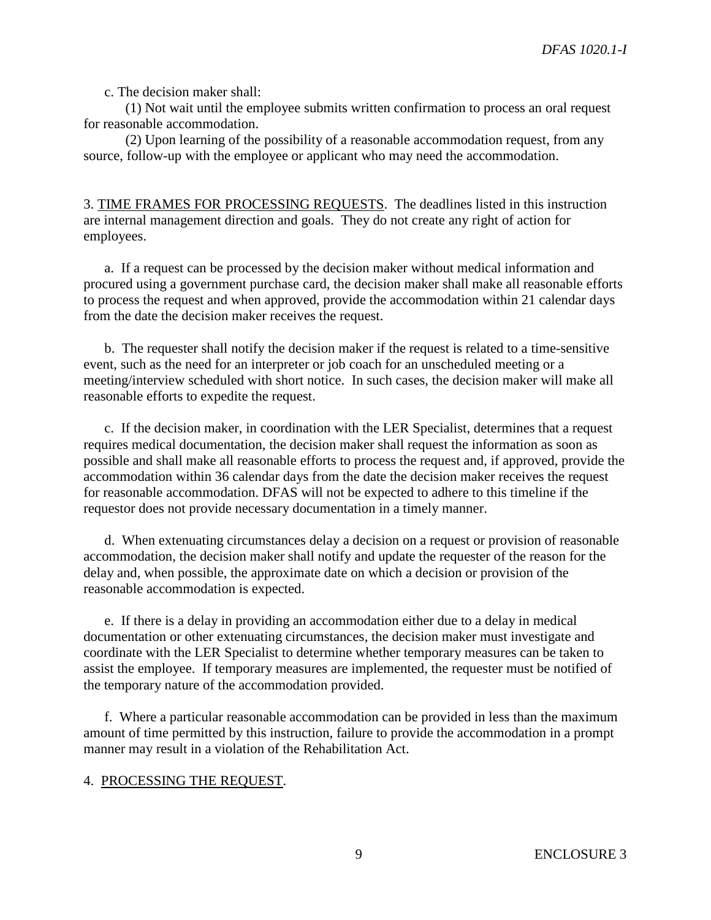c. The decision maker shall:

(1) Not wait until the employee submits written confirmation to process an oral request for reasonable accommodation.

(2) Upon learning of the possibility of a reasonable accommodation request, from any source, follow-up with the employee or applicant who may need the accommodation.

3. <u>TIME FRAMES FOR PROCESSING REQUESTS</u>. The deadlines listed in this instruction are internal management direction and goals. They do not create any right of action for employees.

a. If a request can be processed by the decision maker without medical information and procured using a government purchase card, the decision maker shall make all reasonable efforts to process the request and when approved, provide the accommodation within 21 calendar days from the date the decision maker receives the request.

b. The requester shall notify the decision maker if the request is related to a time-sensitive event, such as the need for an interpreter or job coach for an unscheduled meeting or a meeting/interview scheduled with short notice. In such cases, the decision maker will make all reasonable efforts to expedite the request.

c. If the decision maker, in coordination with the LER Specialist, determines that a request requires medical documentation, the decision maker shall request the information as soon as possible and shall make all reasonable efforts to process the request and, if approved, provide the accommodation within 36 calendar days from the date the decision maker receives the request for reasonable accommodation. DFAS will not be expected to adhere to this timeline if the requestor does not provide necessary documentation in a timely manner.

d. When extenuating circumstances delay a decision on a request or provision of reasonable accommodation, the decision maker shall notify and update the requester of the reason for the delay and, when possible, the approximate date on which a decision or provision of the reasonable accommodation is expected.

e. If there is a delay in providing an accommodation either due to a delay in medical documentation or other extenuating circumstances, the decision maker must investigate and coordinate with the LER Specialist to determine whether temporary measures can be taken to assist the employee. If temporary measures are implemented, the requester must be notified of the temporary nature of the accommodation provided.

f. Where a particular reasonable accommodation can be provided in less than the maximum amount of time permitted by this instruction, failure to provide the accommodation in a prompt manner may result in a violation of the Rehabilitation Act.

4. <u>PROCESSING THE REQUEST</u>.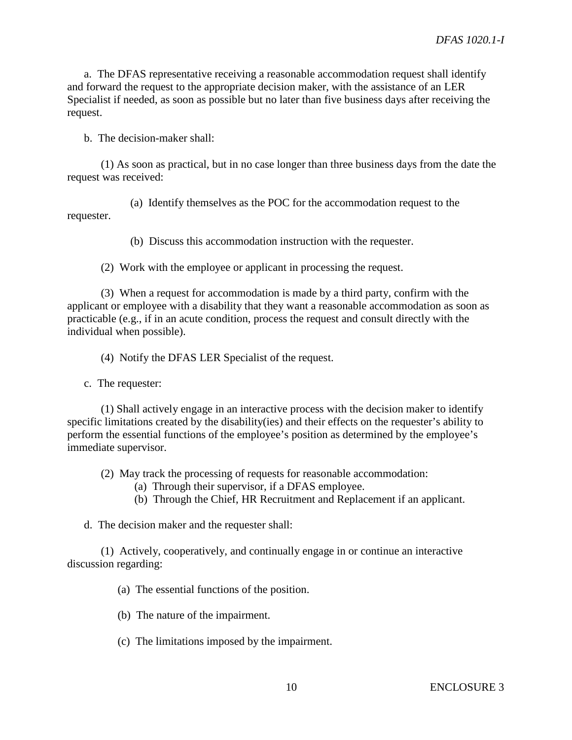a. The DFAS representative receiving a reasonable accommodation request shall identify and forward the request to the appropriate decision maker, with the assistance of an LER Specialist if needed, as soon as possible but no later than five business days after receiving the request.

b. The decision-maker shall:

(1) As soon as practical, but in no case longer than three business days from the date the request was received:

(a) Identify themselves as the POC for the accommodation request to the requester.

(b) Discuss this accommodation instruction with the requester.

(2) Work with the employee or applicant in processing the request.

(3) When a request for accommodation is made by a third party, confirm with the applicant or employee with a disability that they want a reasonable accommodation as soon as practicable (e.g., if in an acute condition, process the request and consult directly with the individual when possible).

(4) Notify the DFAS LER Specialist of the request.

c. The requester:

(1) Shall actively engage in an interactive process with the decision maker to identify specific limitations created by the disability(ies) and their effects on the requester's ability to perform the essential functions of the employee's position as determined by the employee's immediate supervisor.

(2) May track the processing of requests for reasonable accommodation:

(a) Through their supervisor, if a DFAS employee.

(b) Through the Chief, HR Recruitment and Replacement if an applicant.

d. The decision maker and the requester shall:

(1) Actively, cooperatively, and continually engage in or continue an interactive discussion regarding:

(a) The essential functions of the position.

(b) The nature of the impairment.

(c) The limitations imposed by the impairment.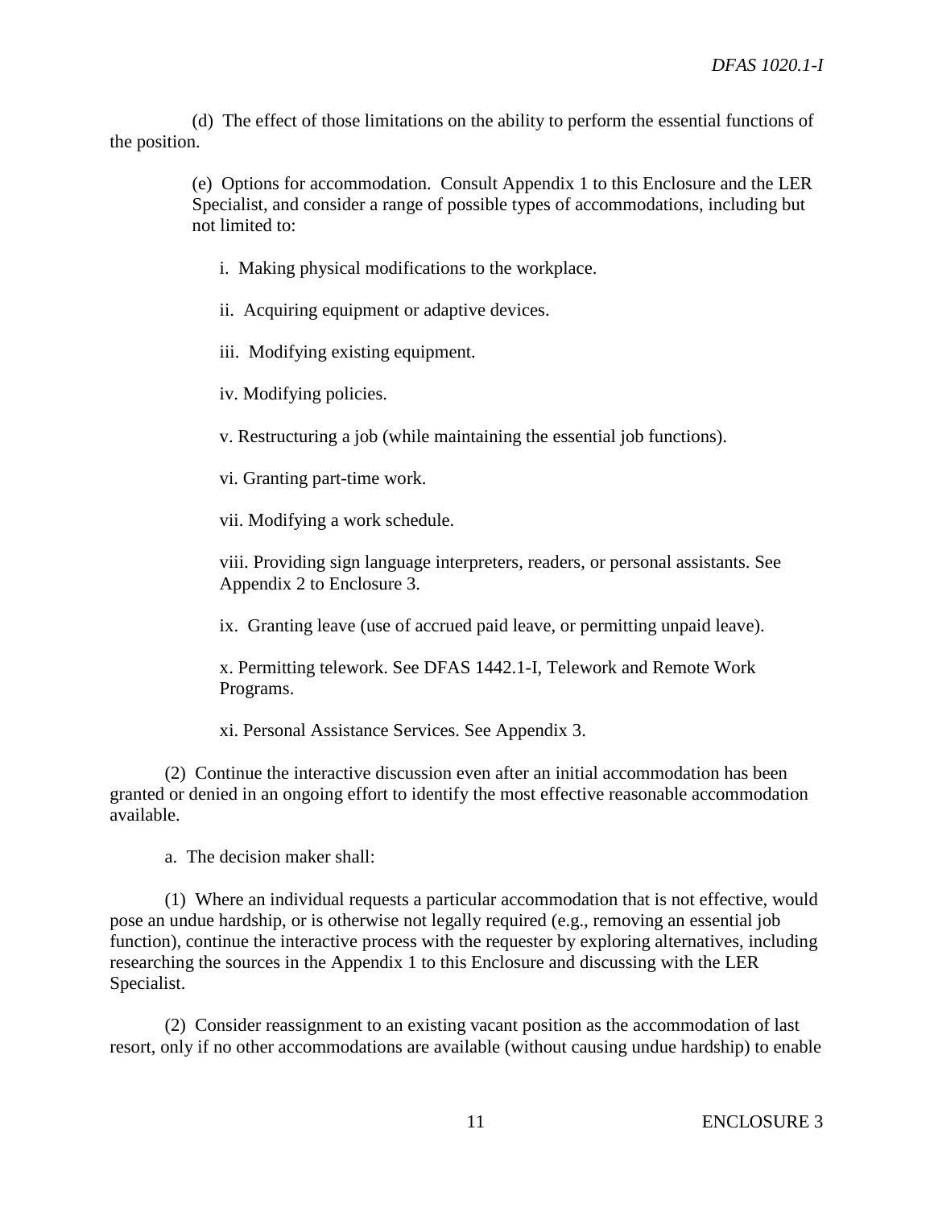(d) The effect of those limitations on the ability to perform the essential functions of the position.

(e) Options for accommodation. Consult Appendix 1 to this Enclosure and the LER Specialist, and consider a range of possible types of accommodations, including but not limited to:

i. Making physical modifications to the workplace.

ii. Acquiring equipment or adaptive devices.

iii. Modifying existing equipment.

iv. Modifying policies.

v. Restructuring a job (while maintaining the essential job functions).

vi. Granting part-time work.

vii. Modifying a work schedule.

viii. Providing sign language interpreters, readers, or personal assistants. See Appendix 2 to Enclosure 3.

ix. Granting leave (use of accrued paid leave, or permitting unpaid leave).

x. Permitting telework. See DFAS 1442.1-I, Telework and Remote Work Programs.

xi. Personal Assistance Services. See Appendix 3.

(2) Continue the interactive discussion even after an initial accommodation has been granted or denied in an ongoing effort to identify the most effective reasonable accommodation available.

a. The decision maker shall:

(1) Where an individual requests a particular accommodation that is not effective, would pose an undue hardship, or is otherwise not legally required (e.g., removing an essential job function), continue the interactive process with the requester by exploring alternatives, including researching the sources in the Appendix 1 to this Enclosure and discussing with the LER Specialist.

(2) Consider reassignment to an existing vacant position as the accommodation of last resort, only if no other accommodations are available (without causing undue hardship) to enable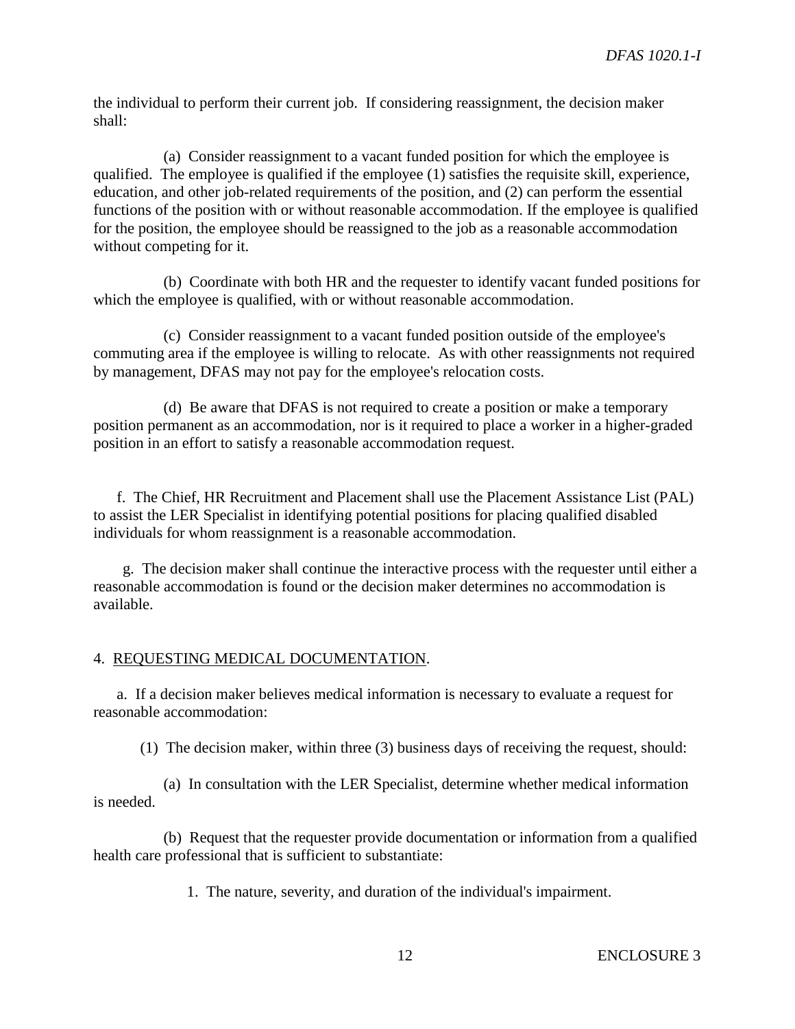the individual to perform their current job. If considering reassignment, the decision maker shall:

(a) Consider reassignment to a vacant funded position for which the employee is qualified. The employee is qualified if the employee (1) satisfies the requisite skill, experience, education, and other job-related requirements of the position, and (2) can perform the essential functions of the position with or without reasonable accommodation. If the employee is qualified for the position, the employee should be reassigned to the job as a reasonable accommodation without competing for it.

(b) Coordinate with both HR and the requester to identify vacant funded positions for which the employee is qualified, with or without reasonable accommodation.

(c) Consider reassignment to a vacant funded position outside of the employee's commuting area if the employee is willing to relocate. As with other reassignments not required by management, DFAS may not pay for the employee's relocation costs.

(d) Be aware that DFAS is not required to create a position or make a temporary position permanent as an accommodation, nor is it required to place a worker in a higher-graded position in an effort to satisfy a reasonable accommodation request.

f. The Chief, HR Recruitment and Placement shall use the Placement Assistance List (PAL) to assist the LER Specialist in identifying potential positions for placing qualified disabled individuals for whom reassignment is a reasonable accommodation.

g. The decision maker shall continue the interactive process with the requester until either a reasonable accommodation is found or the decision maker determines no accommodation is available.

4. REQUESTING MEDICAL DOCUMENTATION.

a. If a decision maker believes medical information is necessary to evaluate a request for reasonable accommodation:

(1) The decision maker, within three (3) business days of receiving the request, should:

(a) In consultation with the LER Specialist, determine whether medical information is needed.

(b) Request that the requester provide documentation or information from a qualified health care professional that is sufficient to substantiate:

1. The nature, severity, and duration of the individual's impairment.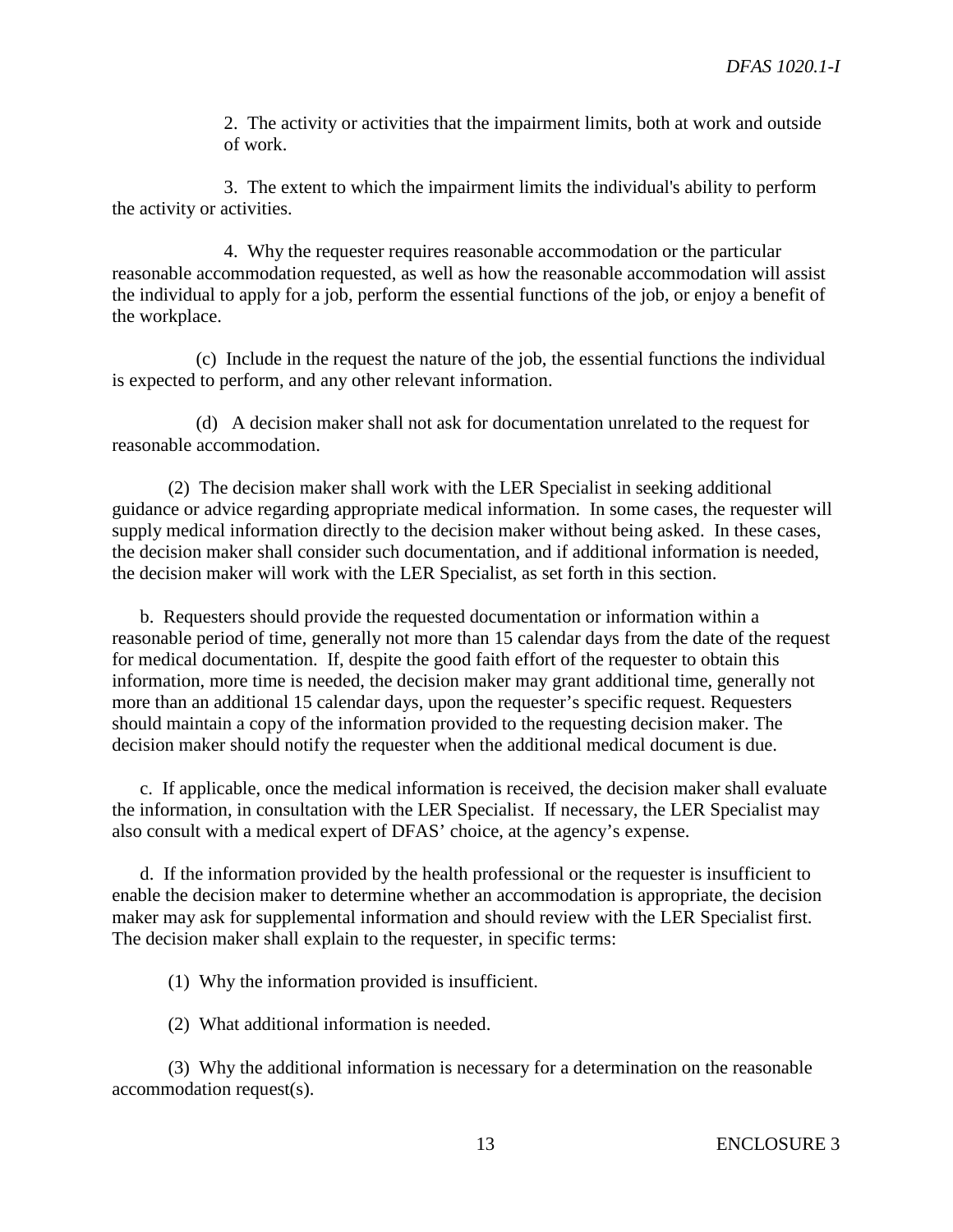2. The activity or activities that the impairment limits, both at work and outside of work.

3. The extent to which the impairment limits the individual's ability to perform the activity or activities.

4. Why the requester requires reasonable accommodation or the particular reasonable accommodation requested, as well as how the reasonable accommodation will assist the individual to apply for a job, perform the essential functions of the job, or enjoy a benefit of the workplace.

(c) Include in the request the nature of the job, the essential functions the individual is expected to perform, and any other relevant information.

(d) A decision maker shall not ask for documentation unrelated to the request for reasonable accommodation.

(2) The decision maker shall work with the LER Specialist in seeking additional guidance or advice regarding appropriate medical information. In some cases, the requester will supply medical information directly to the decision maker without being asked. In these cases, the decision maker shall consider such documentation, and if additional information is needed, the decision maker will work with the LER Specialist, as set forth in this section.

b. Requesters should provide the requested documentation or information within a reasonable period of time, generally not more than 15 calendar days from the date of the request for medical documentation. If, despite the good faith effort of the requester to obtain this information, more time is needed, the decision maker may grant additional time, generally not more than an additional 15 calendar days, upon the requester's specific request. Requesters should maintain a copy of the information provided to the requesting decision maker. The decision maker should notify the requester when the additional medical document is due.

c. If applicable, once the medical information is received, the decision maker shall evaluate the information, in consultation with the LER Specialist. If necessary, the LER Specialist may also consult with a medical expert of DFAS' choice, at the agency's expense.

d. If the information provided by the health professional or the requester is insufficient to enable the decision maker to determine whether an accommodation is appropriate, the decision maker may ask for supplemental information and should review with the LER Specialist first. The decision maker shall explain to the requester, in specific terms:

(1) Why the information provided is insufficient.

(2) What additional information is needed.

(3) Why the additional information is necessary for a determination on the reasonable accommodation request(s).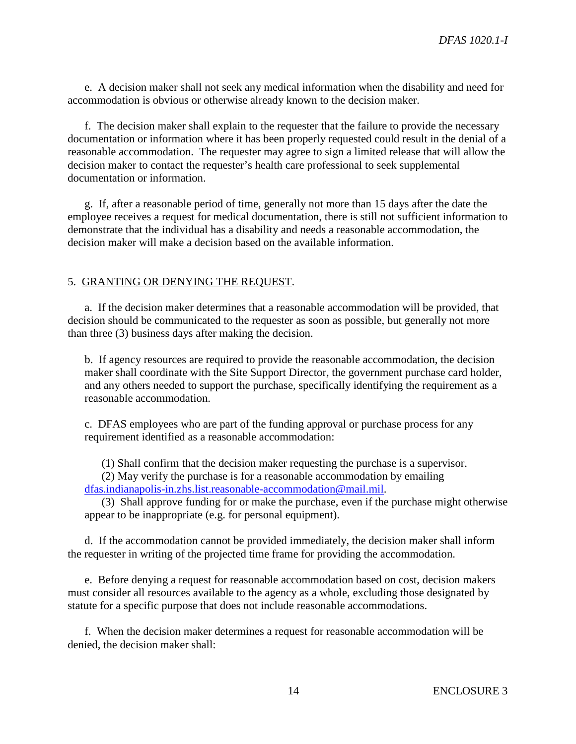e. A decision maker shall not seek any medical information when the disability and need for accommodation is obvious or otherwise already known to the decision maker.

f. The decision maker shall explain to the requester that the failure to provide the necessary documentation or information where it has been properly requested could result in the denial of a reasonable accommodation. The requester may agree to sign a limited release that will allow the decision maker to contact the requester's health care professional to seek supplemental documentation or information.

g. If, after a reasonable period of time, generally not more than 15 days after the date the employee receives a request for medical documentation, there is still not sufficient information to demonstrate that the individual has a disability and needs a reasonable accommodation, the decision maker will make a decision based on the available information.

5. GRANTING OR DENYING THE REQUEST.

a. If the decision maker determines that a reasonable accommodation will be provided, that decision should be communicated to the requester as soon as possible, but generally not more than three (3) business days after making the decision.

b. If agency resources are required to provide the reasonable accommodation, the decision maker shall coordinate with the Site Support Director, the government purchase card holder, and any others needed to support the purchase, specifically identifying the requirement as a reasonable accommodation.

c. DFAS employees who are part of the funding approval or purchase process for any requirement identified as a reasonable accommodation:

(1) Shall confirm that the decision maker requesting the purchase is a supervisor.

(2) May verify the purchase is for a reasonable accommodation by emailing dfas.indianapolis-in.zhs.list.reasonable-accommodation@mail.mil.

(3) Shall approve funding for or make the purchase, even if the purchase might otherwise appear to be inappropriate (e.g. for personal equipment).

d. If the accommodation cannot be provided immediately, the decision maker shall inform the requester in writing of the projected time frame for providing the accommodation.

e. Before denying a request for reasonable accommodation based on cost, decision makers must consider all resources available to the agency as a whole, excluding those designated by statute for a specific purpose that does not include reasonable accommodations.

f. When the decision maker determines a request for reasonable accommodation will be denied, the decision maker shall: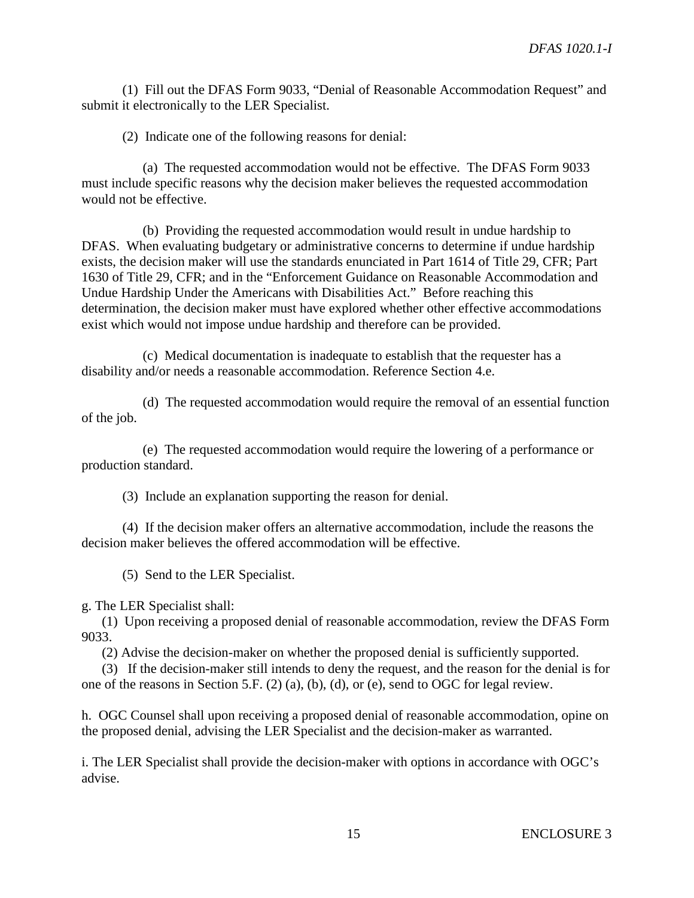(1) Fill out the DFAS Form 9033, "Denial of Reasonable Accommodation Request" and submit it electronically to the LER Specialist.

(2) Indicate one of the following reasons for denial:

(a) The requested accommodation would not be effective. The DFAS Form 9033 must include specific reasons why the decision maker believes the requested accommodation would not be effective.

(b) Providing the requested accommodation would result in undue hardship to DFAS. When evaluating budgetary or administrative concerns to determine if undue hardship exists, the decision maker will use the standards enunciated in Part 1614 of Title 29, CFR; Part 1630 of Title 29, CFR; and in the "Enforcement Guidance on Reasonable Accommodation and Undue Hardship Under the Americans with Disabilities Act." Before reaching this determination, the decision maker must have explored whether other effective accommodations exist which would not impose undue hardship and therefore can be provided.

(c) Medical documentation is inadequate to establish that the requester has a disability and/or needs a reasonable accommodation. Reference Section 4.e.

(d) The requested accommodation would require the removal of an essential function of the job.

(e) The requested accommodation would require the lowering of a performance or production standard.

(3) Include an explanation supporting the reason for denial.

(4) If the decision maker offers an alternative accommodation, include the reasons the decision maker believes the offered accommodation will be effective.

(5) Send to the LER Specialist.

g. The LER Specialist shall:

(1) Upon receiving a proposed denial of reasonable accommodation, review the DFAS Form 9033.

(2) Advise the decision-maker on whether the proposed denial is sufficiently supported.

(3) If the decision-maker still intends to deny the request, and the reason for the denial is for one of the reasons in Section 5.F. (2) (a), (b), (d), or (e), send to OGC for legal review.

h. OGC Counsel shall upon receiving a proposed denial of reasonable accommodation, opine on the proposed denial, advising the LER Specialist and the decision-maker as warranted.

i. The LER Specialist shall provide the decision-maker with options in accordance with OGC's advise.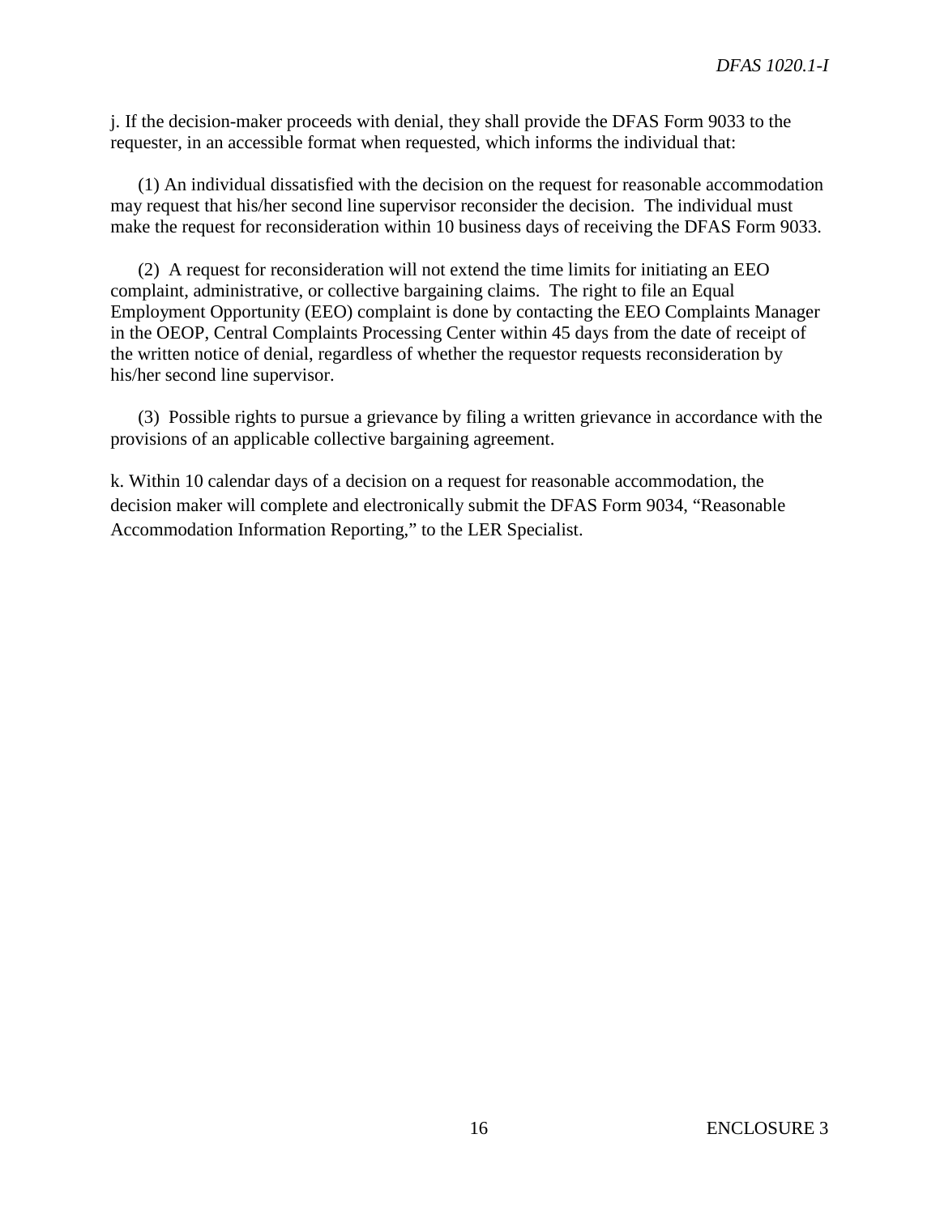j. If the decision-maker proceeds with denial, they shall provide the DFAS Form 9033 to the requester, in an accessible format when requested, which informs the individual that:

(1) An individual dissatisfied with the decision on the request for reasonable accommodation may request that his/her second line supervisor reconsider the decision. The individual must make the request for reconsideration within 10 business days of receiving the DFAS Form 9033.

(2) A request for reconsideration will not extend the time limits for initiating an EEO complaint, administrative, or collective bargaining claims. The right to file an Equal Employment Opportunity (EEO) complaint is done by contacting the EEO Complaints Manager in the OEOP, Central Complaints Processing Center within 45 days from the date of receipt of the written notice of denial, regardless of whether the requestor requests reconsideration by his/her second line supervisor.

(3) Possible rights to pursue a grievance by filing a written grievance in accordance with the provisions of an applicable collective bargaining agreement.

k. Within 10 calendar days of a decision on a request for reasonable accommodation, the decision maker will complete and electronically submit the DFAS Form 9034, "Reasonable Accommodation Information Reporting," to the LER Specialist.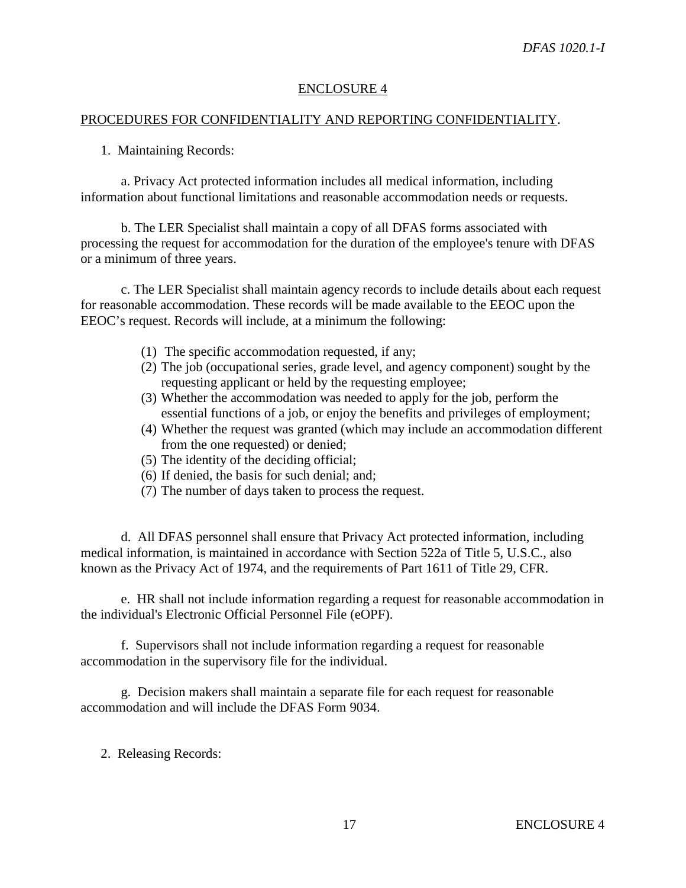## ENCLOSURE 4

### PROCEDURES FOR CONFIDENTIALITY AND REPORTING CONFIDENTIALITY.

1. Maintaining Records:

a. Privacy Act protected information includes all medical information, including information about functional limitations and reasonable accommodation needs or requests.

b. The LER Specialist shall maintain a copy of all DFAS forms associated with processing the request for accommodation for the duration of the employee's tenure with DFAS or a minimum of three years.

c. The LER Specialist shall maintain agency records to include details about each request for reasonable accommodation. These records will be made available to the EEOC upon the EEOC's request. Records will include, at a minimum the following:

(1) The specific accommodation requested, if any;
(2) The job (occupational series, grade level, and agency component) sought by the requesting applicant or held by the requesting employee;
(3) Whether the accommodation was needed to apply for the job, perform the essential functions of a job, or enjoy the benefits and privileges of employment;
(4) Whether the request was granted (which may include an accommodation different from the one requested) or denied;
(5) The identity of the deciding official;
(6) If denied, the basis for such denial; and;
(7) The number of days taken to process the request.

d. All DFAS personnel shall ensure that Privacy Act protected information, including medical information, is maintained in accordance with Section 522a of Title 5, U.S.C., also known as the Privacy Act of 1974, and the requirements of Part 1611 of Title 29, CFR.

e. HR shall not include information regarding a request for reasonable accommodation in the individual's Electronic Official Personnel File (eOPF).

f. Supervisors shall not include information regarding a request for reasonable accommodation in the supervisory file for the individual.

g. Decision makers shall maintain a separate file for each request for reasonable accommodation and will include the DFAS Form 9034.

2. Releasing Records: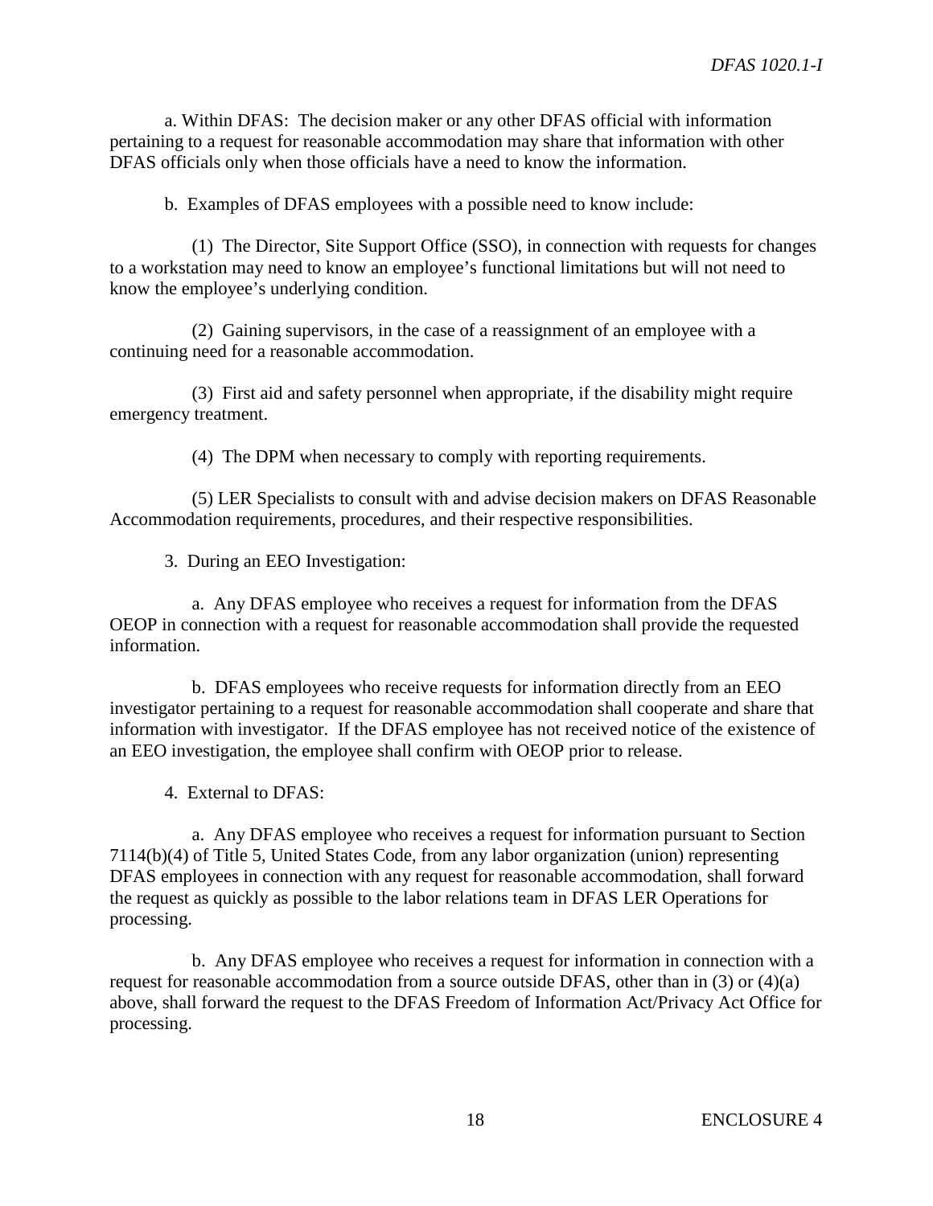a. Within DFAS: The decision maker or any other DFAS official with information pertaining to a request for reasonable accommodation may share that information with other DFAS officials only when those officials have a need to know the information.

b. Examples of DFAS employees with a possible need to know include:

(1) The Director, Site Support Office (SSO), in connection with requests for changes to a workstation may need to know an employee's functional limitations but will not need to know the employee's underlying condition.

(2) Gaining supervisors, in the case of a reassignment of an employee with a continuing need for a reasonable accommodation.

(3) First aid and safety personnel when appropriate, if the disability might require emergency treatment.

(4) The DPM when necessary to comply with reporting requirements.

(5) LER Specialists to consult with and advise decision makers on DFAS Reasonable Accommodation requirements, procedures, and their respective responsibilities.

3. During an EEO Investigation:

a. Any DFAS employee who receives a request for information from the DFAS OEOP in connection with a request for reasonable accommodation shall provide the requested information.

b. DFAS employees who receive requests for information directly from an EEO investigator pertaining to a request for reasonable accommodation shall cooperate and share that information with investigator. If the DFAS employee has not received notice of the existence of an EEO investigation, the employee shall confirm with OEOP prior to release.

4. External to DFAS:

a. Any DFAS employee who receives a request for information pursuant to Section 7114(b)(4) of Title 5, United States Code, from any labor organization (union) representing DFAS employees in connection with any request for reasonable accommodation, shall forward the request as quickly as possible to the labor relations team in DFAS LER Operations for processing.

b. Any DFAS employee who receives a request for information in connection with a request for reasonable accommodation from a source outside DFAS, other than in (3) or (4)(a) above, shall forward the request to the DFAS Freedom of Information Act/Privacy Act Office for processing.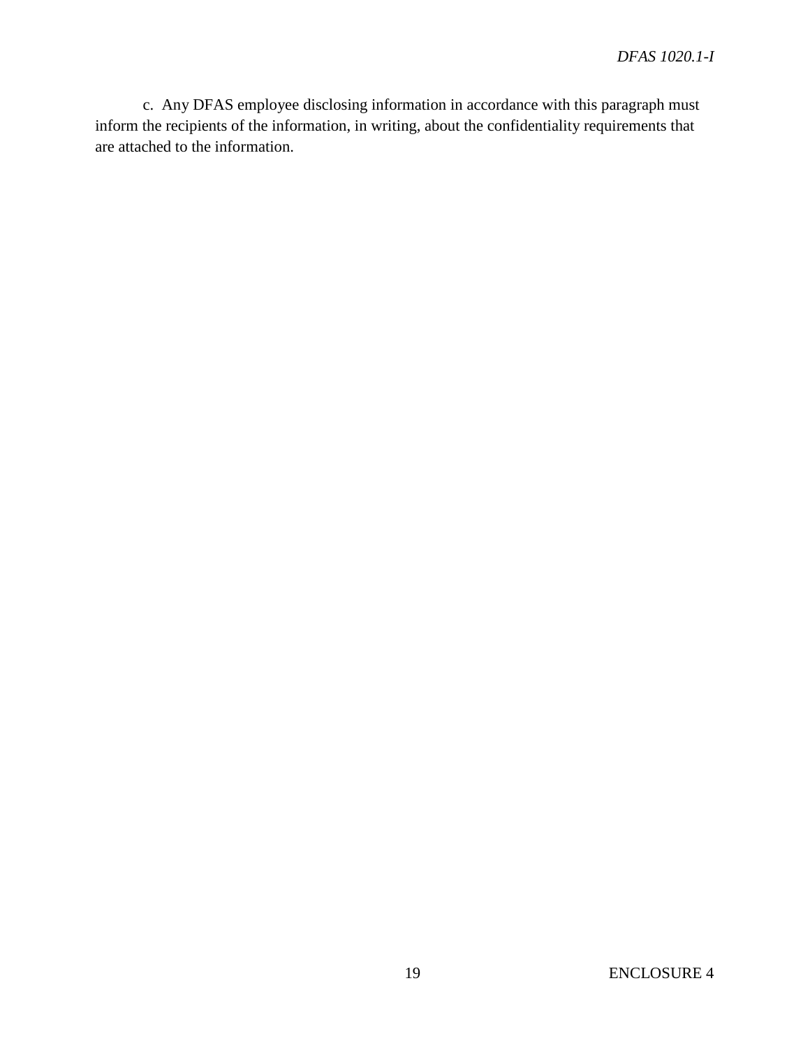c. Any DFAS employee disclosing information in accordance with this paragraph must inform the recipients of the information, in writing, about the confidentiality requirements that are attached to the information.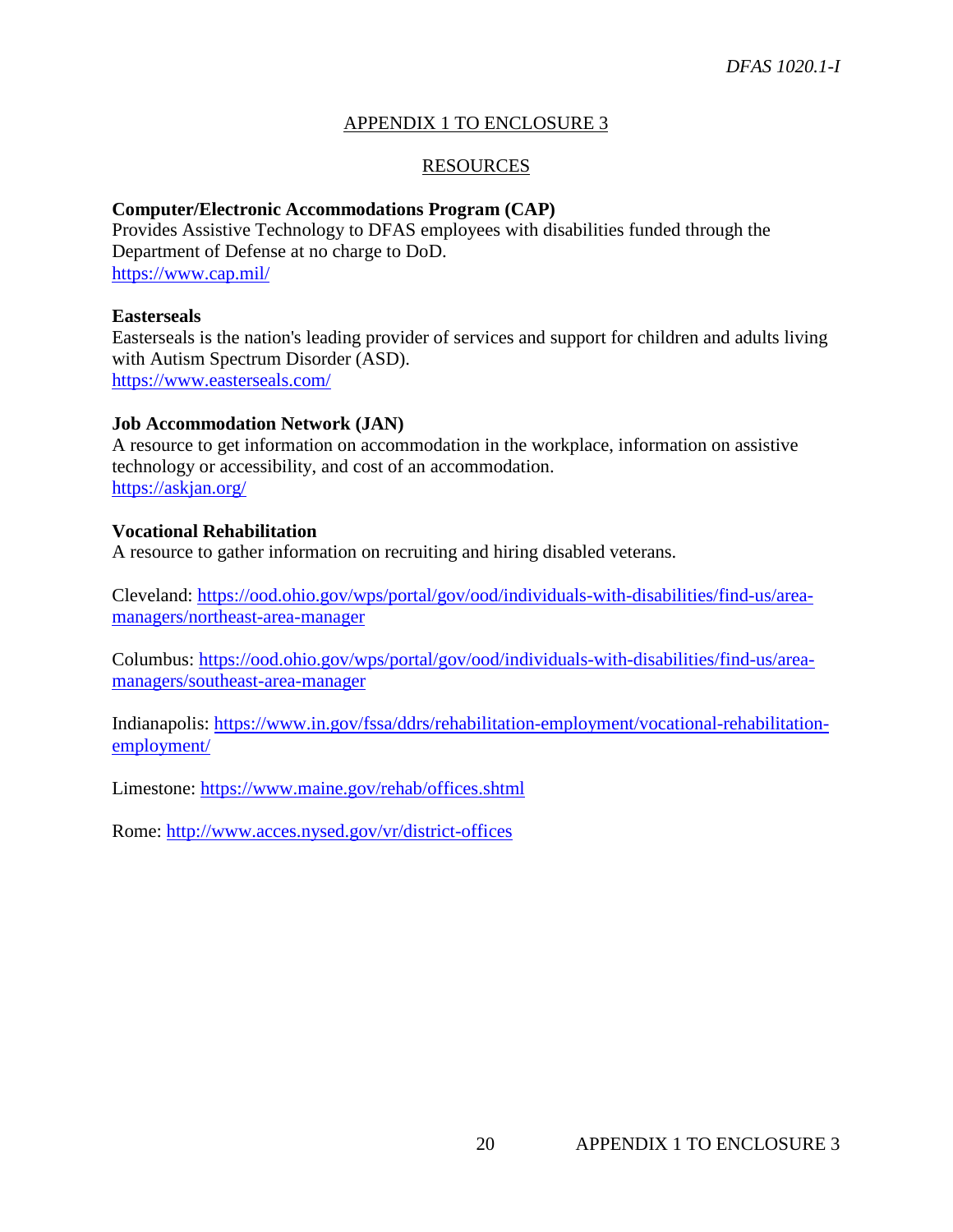## APPENDIX 1 TO ENCLOSURE 3

## RESOURCES

**Computer/Electronic Accommodations Program (CAP)**
Provides Assistive Technology to DFAS employees with disabilities funded through the Department of Defense at no charge to DoD.
https://www.cap.mil/

**Easterseals**
Easterseals is the nation's leading provider of services and support for children and adults living with Autism Spectrum Disorder (ASD).
https://www.easterseals.com/

**Job Accommodation Network (JAN)**
A resource to get information on accommodation in the workplace, information on assistive technology or accessibility, and cost of an accommodation.
https://askjan.org/

**Vocational Rehabilitation**
A resource to gather information on recruiting and hiring disabled veterans.

Cleveland: https://ood.ohio.gov/wps/portal/gov/ood/individuals-with-disabilities/find-us/area-managers/northeast-area-manager

Columbus: https://ood.ohio.gov/wps/portal/gov/ood/individuals-with-disabilities/find-us/area-managers/southeast-area-manager

Indianapolis: https://www.in.gov/fssa/ddrs/rehabilitation-employment/vocational-rehabilitation-employment/

Limestone: https://www.maine.gov/rehab/offices.shtml

Rome: http://www.acces.nysed.gov/vr/district-offices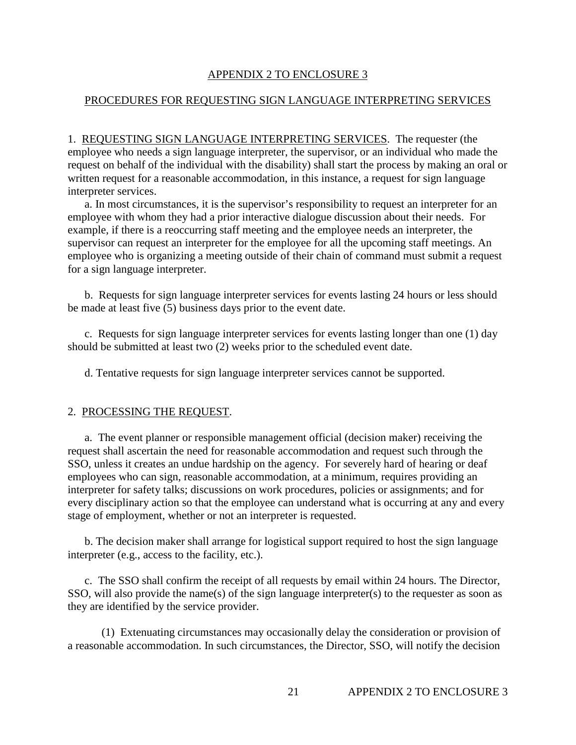## APPENDIX 2 TO ENCLOSURE 3

## PROCEDURES FOR REQUESTING SIGN LANGUAGE INTERPRETING SERVICES

1. REQUESTING SIGN LANGUAGE INTERPRETING SERVICES. The requester (the employee who needs a sign language interpreter, the supervisor, or an individual who made the request on behalf of the individual with the disability) shall start the process by making an oral or written request for a reasonable accommodation, in this instance, a request for sign language interpreter services.

a. In most circumstances, it is the supervisor's responsibility to request an interpreter for an employee with whom they had a prior interactive dialogue discussion about their needs. For example, if there is a reoccurring staff meeting and the employee needs an interpreter, the supervisor can request an interpreter for the employee for all the upcoming staff meetings. An employee who is organizing a meeting outside of their chain of command must submit a request for a sign language interpreter.

b. Requests for sign language interpreter services for events lasting 24 hours or less should be made at least five (5) business days prior to the event date.

c. Requests for sign language interpreter services for events lasting longer than one (1) day should be submitted at least two (2) weeks prior to the scheduled event date.

d. Tentative requests for sign language interpreter services cannot be supported.

2. PROCESSING THE REQUEST.

a. The event planner or responsible management official (decision maker) receiving the request shall ascertain the need for reasonable accommodation and request such through the SSO, unless it creates an undue hardship on the agency. For severely hard of hearing or deaf employees who can sign, reasonable accommodation, at a minimum, requires providing an interpreter for safety talks; discussions on work procedures, policies or assignments; and for every disciplinary action so that the employee can understand what is occurring at any and every stage of employment, whether or not an interpreter is requested.

b. The decision maker shall arrange for logistical support required to host the sign language interpreter (e.g., access to the facility, etc.).

c. The SSO shall confirm the receipt of all requests by email within 24 hours. The Director, SSO, will also provide the name(s) of the sign language interpreter(s) to the requester as soon as they are identified by the service provider.

(1) Extenuating circumstances may occasionally delay the consideration or provision of a reasonable accommodation. In such circumstances, the Director, SSO, will notify the decision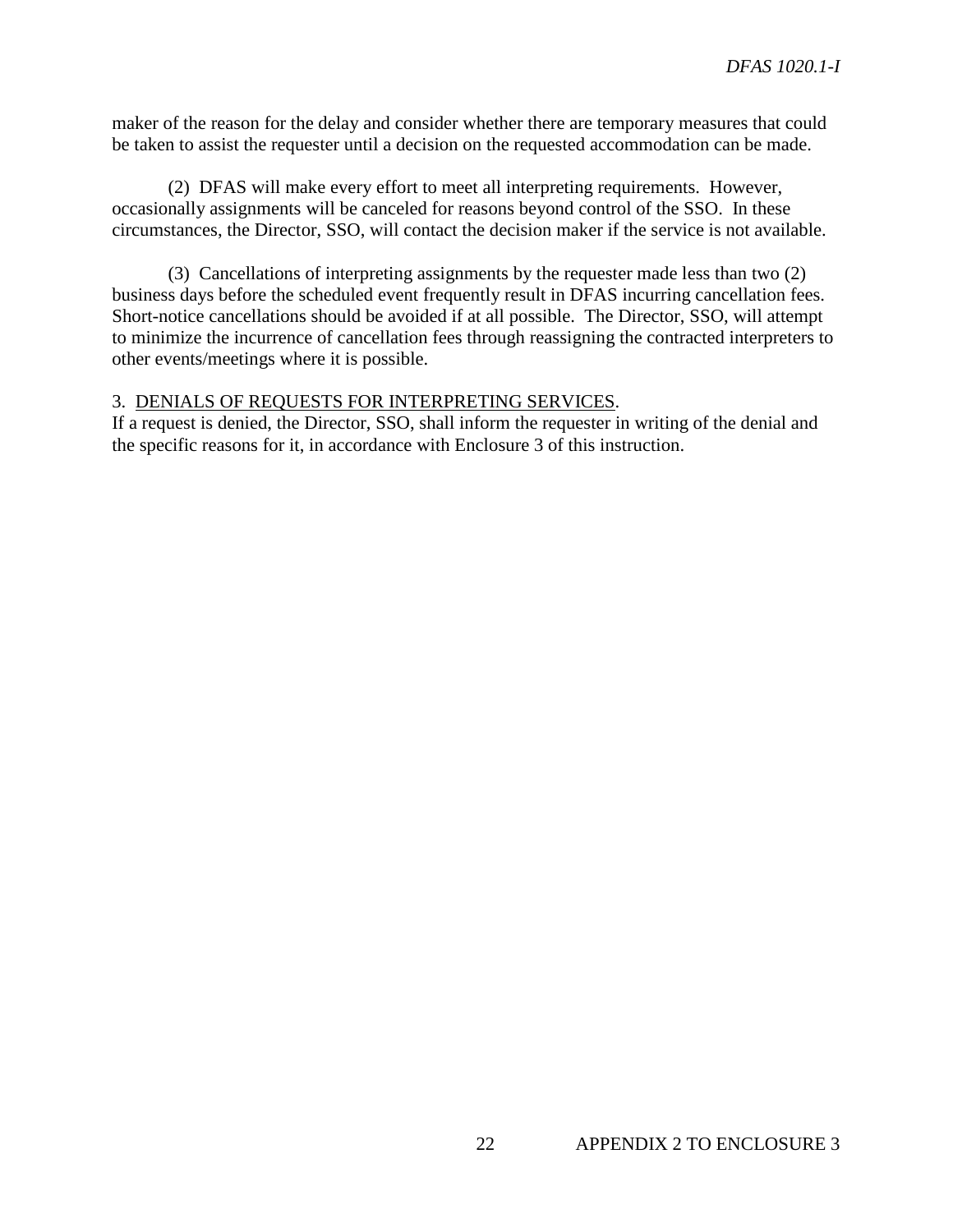maker of the reason for the delay and consider whether there are temporary measures that could be taken to assist the requester until a decision on the requested accommodation can be made.

(2) DFAS will make every effort to meet all interpreting requirements. However, occasionally assignments will be canceled for reasons beyond control of the SSO. In these circumstances, the Director, SSO, will contact the decision maker if the service is not available.

(3) Cancellations of interpreting assignments by the requester made less than two (2) business days before the scheduled event frequently result in DFAS incurring cancellation fees. Short-notice cancellations should be avoided if at all possible. The Director, SSO, will attempt to minimize the incurrence of cancellation fees through reassigning the contracted interpreters to other events/meetings where it is possible.

3. <u>DENIALS OF REQUESTS FOR INTERPRETING SERVICES</u>.
If a request is denied, the Director, SSO, shall inform the requester in writing of the denial and the specific reasons for it, in accordance with Enclosure 3 of this instruction.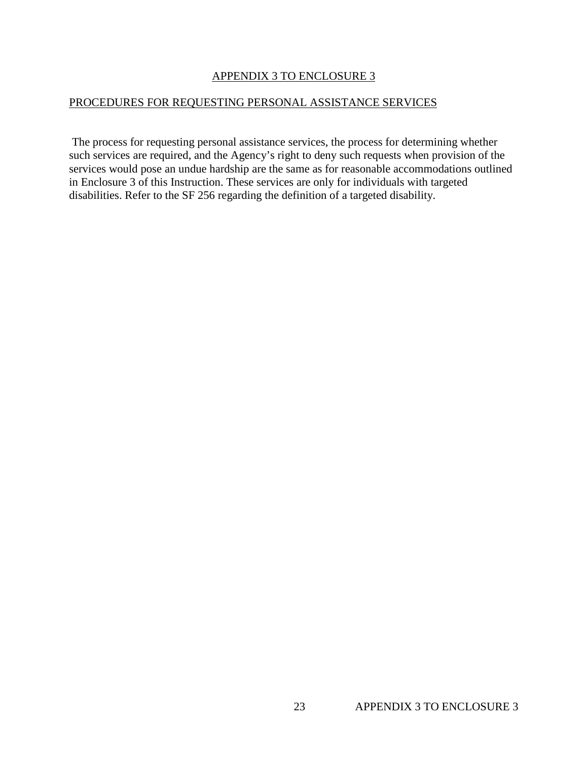## APPENDIX 3 TO ENCLOSURE 3

### PROCEDURES FOR REQUESTING PERSONAL ASSISTANCE SERVICES

The process for requesting personal assistance services, the process for determining whether such services are required, and the Agency's right to deny such requests when provision of the services would pose an undue hardship are the same as for reasonable accommodations outlined in Enclosure 3 of this Instruction. These services are only for individuals with targeted disabilities. Refer to the SF 256 regarding the definition of a targeted disability.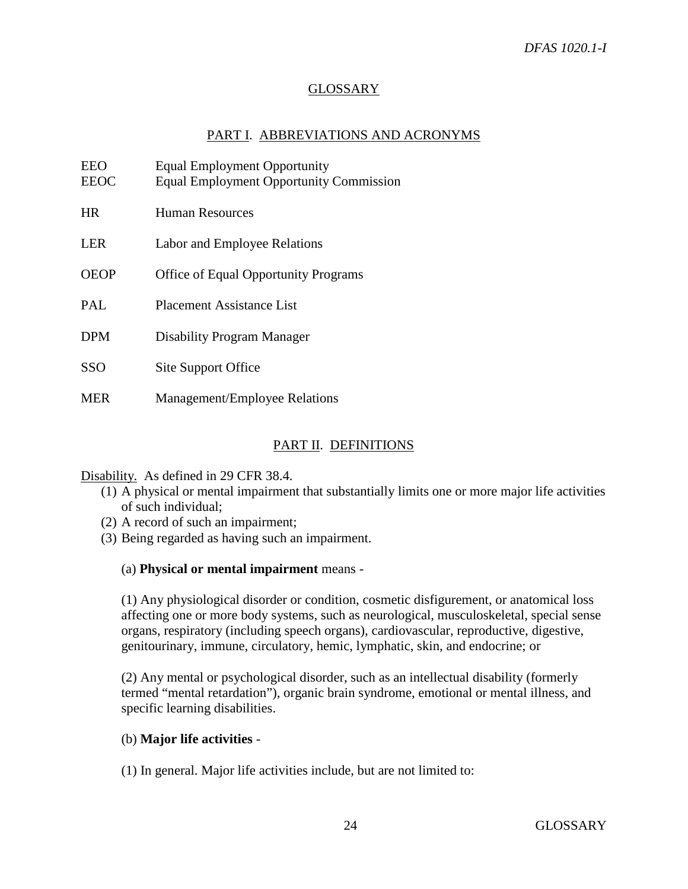# GLOSSARY

## PART I. ABBREVIATIONS AND ACRONYMS

| | |
|---|---|
| EEO | Equal Employment Opportunity |
| EEOC | Equal Employment Opportunity Commission |
| HR | Human Resources |
| LER | Labor and Employee Relations |
| OEOP | Office of Equal Opportunity Programs |
| PAL | Placement Assistance List |
| DPM | Disability Program Manager |
| SSO | Site Support Office |
| MER | Management/Employee Relations |

## PART II. DEFINITIONS

Disability. As defined in 29 CFR 38.4.

(1) A physical or mental impairment that substantially limits one or more major life activities of such individual;
(2) A record of such an impairment;
(3) Being regarded as having such an impairment.

(a) **Physical or mental impairment** means -

(1) Any physiological disorder or condition, cosmetic disfigurement, or anatomical loss affecting one or more body systems, such as neurological, musculoskeletal, special sense organs, respiratory (including speech organs), cardiovascular, reproductive, digestive, genitourinary, immune, circulatory, hemic, lymphatic, skin, and endocrine; or

(2) Any mental or psychological disorder, such as an intellectual disability (formerly termed "mental retardation"), organic brain syndrome, emotional or mental illness, and specific learning disabilities.

(b) **Major life activities** -

(1) In general. Major life activities include, but are not limited to: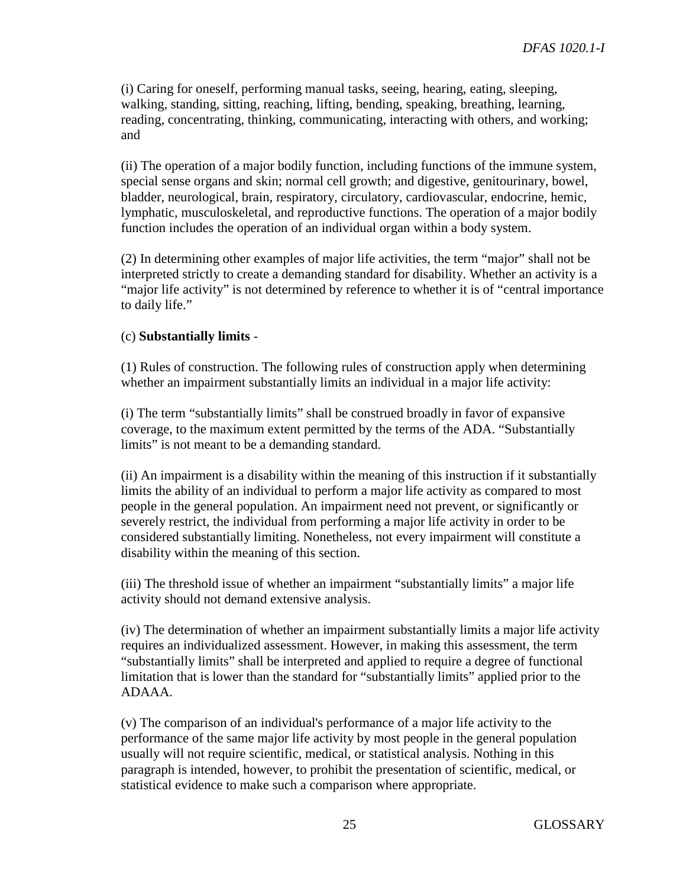(i) Caring for oneself, performing manual tasks, seeing, hearing, eating, sleeping, walking, standing, sitting, reaching, lifting, bending, speaking, breathing, learning, reading, concentrating, thinking, communicating, interacting with others, and working; and

(ii) The operation of a major bodily function, including functions of the immune system, special sense organs and skin; normal cell growth; and digestive, genitourinary, bowel, bladder, neurological, brain, respiratory, circulatory, cardiovascular, endocrine, hemic, lymphatic, musculoskeletal, and reproductive functions. The operation of a major bodily function includes the operation of an individual organ within a body system.

(2) In determining other examples of major life activities, the term "major" shall not be interpreted strictly to create a demanding standard for disability. Whether an activity is a "major life activity" is not determined by reference to whether it is of "central importance to daily life."

(c) **Substantially limits** -

(1) Rules of construction. The following rules of construction apply when determining whether an impairment substantially limits an individual in a major life activity:

(i) The term "substantially limits" shall be construed broadly in favor of expansive coverage, to the maximum extent permitted by the terms of the ADA. "Substantially limits" is not meant to be a demanding standard.

(ii) An impairment is a disability within the meaning of this instruction if it substantially limits the ability of an individual to perform a major life activity as compared to most people in the general population. An impairment need not prevent, or significantly or severely restrict, the individual from performing a major life activity in order to be considered substantially limiting. Nonetheless, not every impairment will constitute a disability within the meaning of this section.

(iii) The threshold issue of whether an impairment "substantially limits" a major life activity should not demand extensive analysis.

(iv) The determination of whether an impairment substantially limits a major life activity requires an individualized assessment. However, in making this assessment, the term "substantially limits" shall be interpreted and applied to require a degree of functional limitation that is lower than the standard for "substantially limits" applied prior to the ADAAA.

(v) The comparison of an individual's performance of a major life activity to the performance of the same major life activity by most people in the general population usually will not require scientific, medical, or statistical analysis. Nothing in this paragraph is intended, however, to prohibit the presentation of scientific, medical, or statistical evidence to make such a comparison where appropriate.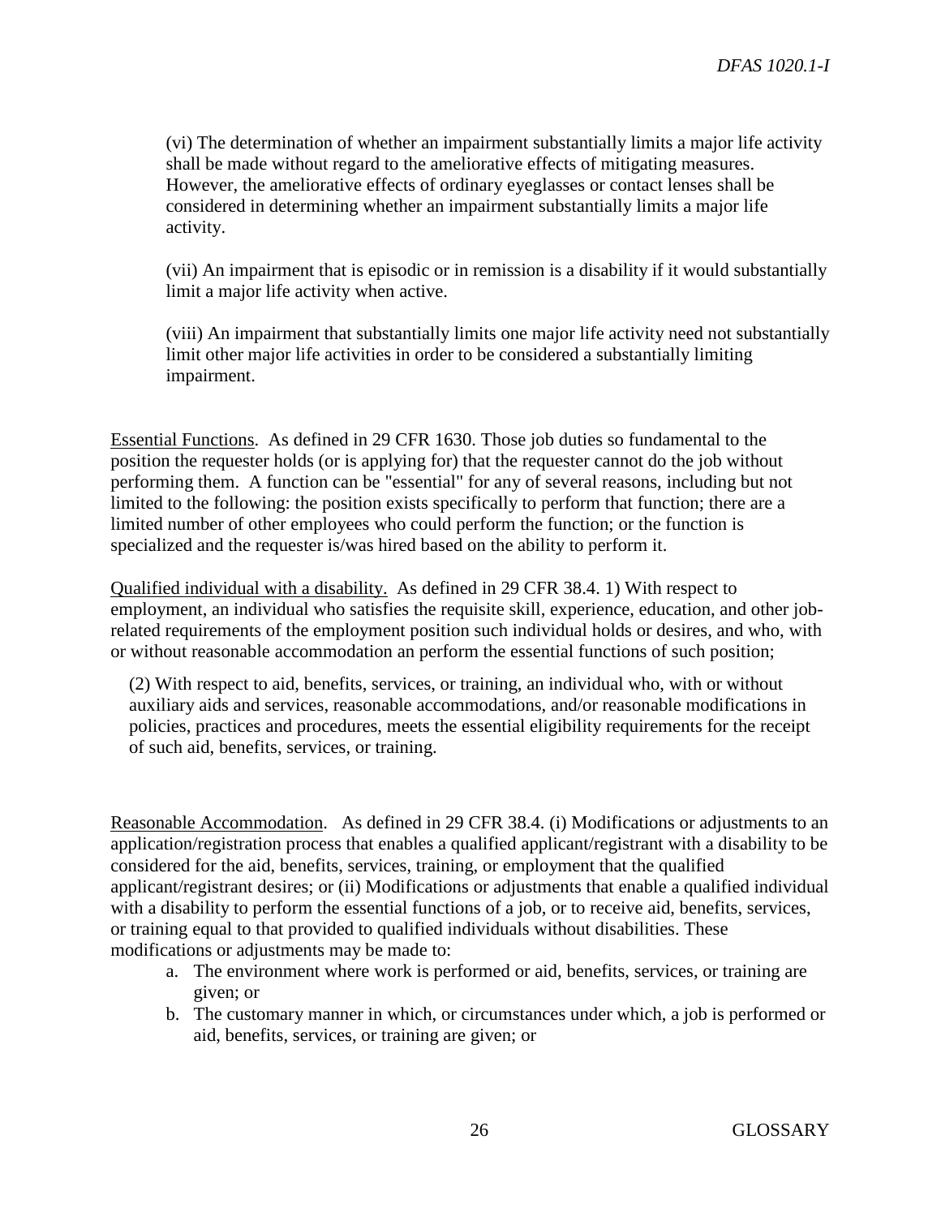(vi) The determination of whether an impairment substantially limits a major life activity shall be made without regard to the ameliorative effects of mitigating measures. However, the ameliorative effects of ordinary eyeglasses or contact lenses shall be considered in determining whether an impairment substantially limits a major life activity.

(vii) An impairment that is episodic or in remission is a disability if it would substantially limit a major life activity when active.

(viii) An impairment that substantially limits one major life activity need not substantially limit other major life activities in order to be considered a substantially limiting impairment.

Essential Functions. As defined in 29 CFR 1630. Those job duties so fundamental to the position the requester holds (or is applying for) that the requester cannot do the job without performing them. A function can be "essential" for any of several reasons, including but not limited to the following: the position exists specifically to perform that function; there are a limited number of other employees who could perform the function; or the function is specialized and the requester is/was hired based on the ability to perform it.

Qualified individual with a disability. As defined in 29 CFR 38.4. 1) With respect to employment, an individual who satisfies the requisite skill, experience, education, and other job-related requirements of the employment position such individual holds or desires, and who, with or without reasonable accommodation an perform the essential functions of such position;

(2) With respect to aid, benefits, services, or training, an individual who, with or without auxiliary aids and services, reasonable accommodations, and/or reasonable modifications in policies, practices and procedures, meets the essential eligibility requirements for the receipt of such aid, benefits, services, or training.

Reasonable Accommodation. As defined in 29 CFR 38.4. (i) Modifications or adjustments to an application/registration process that enables a qualified applicant/registrant with a disability to be considered for the aid, benefits, services, training, or employment that the qualified applicant/registrant desires; or (ii) Modifications or adjustments that enable a qualified individual with a disability to perform the essential functions of a job, or to receive aid, benefits, services, or training equal to that provided to qualified individuals without disabilities. These modifications or adjustments may be made to:

a. The environment where work is performed or aid, benefits, services, or training are given; or
b. The customary manner in which, or circumstances under which, a job is performed or aid, benefits, services, or training are given; or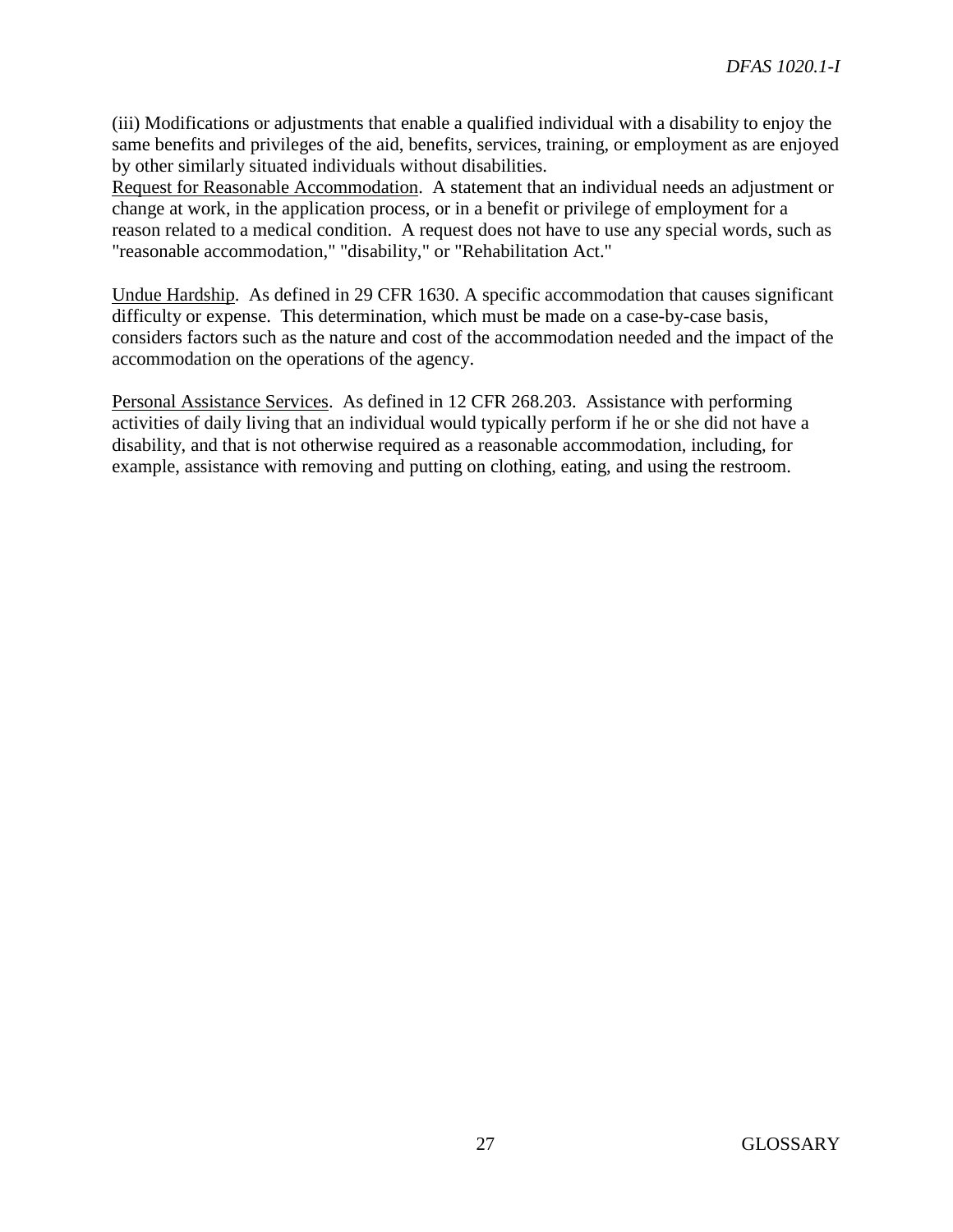(iii) Modifications or adjustments that enable a qualified individual with a disability to enjoy the same benefits and privileges of the aid, benefits, services, training, or employment as are enjoyed by other similarly situated individuals without disabilities.

Request for Reasonable Accommodation. A statement that an individual needs an adjustment or change at work, in the application process, or in a benefit or privilege of employment for a reason related to a medical condition. A request does not have to use any special words, such as "reasonable accommodation," "disability," or "Rehabilitation Act."

Undue Hardship. As defined in 29 CFR 1630. A specific accommodation that causes significant difficulty or expense. This determination, which must be made on a case-by-case basis, considers factors such as the nature and cost of the accommodation needed and the impact of the accommodation on the operations of the agency.

Personal Assistance Services. As defined in 12 CFR 268.203. Assistance with performing activities of daily living that an individual would typically perform if he or she did not have a disability, and that is not otherwise required as a reasonable accommodation, including, for example, assistance with removing and putting on clothing, eating, and using the restroom.